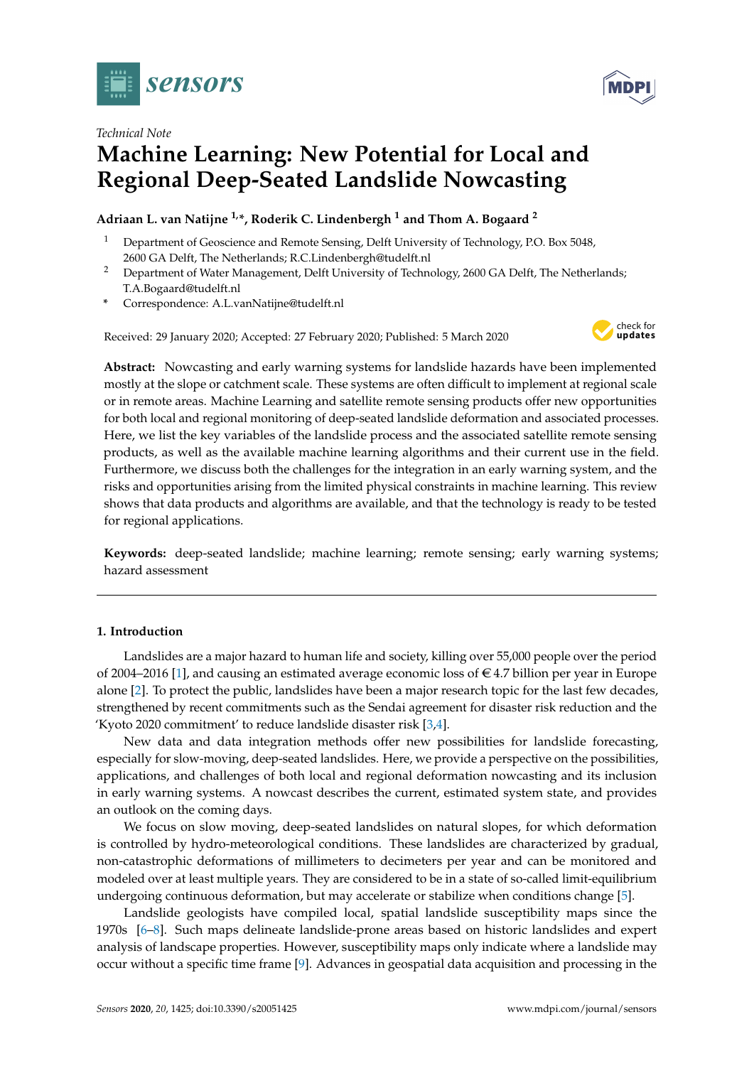*Technical Note*

# Machine Learning: New Potential for Local and Regional Deep-Seated Landslide Nowcasting

**Adriaan L. van Natijne [1,*], Roderik C. Lindenbergh [1] and Thom A. Bogaard [2]**

[1] Department of Geoscience and Remote Sensing, Delft University of Technology, P.O. Box 5048, 2600 GA Delft, The Netherlands; R.C.Lindenbergh@tudelft.nl

[2] Department of Water Management, Delft University of Technology, 2600 GA Delft, The Netherlands; T.A.Bogaard@tudelft.nl

[*] Correspondence: A.L.vanNatijne@tudelft.nl

Received: 29 January 2020; Accepted: 27 February 2020; Published: 5 March 2020

**Abstract:** Nowcasting and early warning systems for landslide hazards have been implemented mostly at the slope or catchment scale. These systems are often difficult to implement at regional scale or in remote areas. Machine Learning and satellite remote sensing products offer new opportunities for both local and regional monitoring of deep-seated landslide deformation and associated processes. Here, we list the key variables of the landslide process and the associated satellite remote sensing products, as well as the available machine learning algorithms and their current use in the field. Furthermore, we discuss both the challenges for the integration in an early warning system, and the risks and opportunities arising from the limited physical constraints in machine learning. This review shows that data products and algorithms are available, and that the technology is ready to be tested for regional applications.

**Keywords:** deep-seated landslide; machine learning; remote sensing; early warning systems; hazard assessment

## 1. Introduction

Landslides are a major hazard to human life and society, killing over 55,000 people over the period of 2004–2016 [1], and causing an estimated average economic loss of €4.7 billion per year in Europe alone [2]. To protect the public, landslides have been a major research topic for the last few decades, strengthened by recent commitments such as the Sendai agreement for disaster risk reduction and the 'Kyoto 2020 commitment' to reduce landslide disaster risk [3,4].

New data and data integration methods offer new possibilities for landslide forecasting, especially for slow-moving, deep-seated landslides. Here, we provide a perspective on the possibilities, applications, and challenges of both local and regional deformation nowcasting and its inclusion in early warning systems. A nowcast describes the current, estimated system state, and provides an outlook on the coming days.

We focus on slow moving, deep-seated landslides on natural slopes, for which deformation is controlled by hydro-meteorological conditions. These landslides are characterized by gradual, non-catastrophic deformations of millimeters to decimeters per year and can be monitored and modeled over at least multiple years. They are considered to be in a state of so-called limit-equilibrium undergoing continuous deformation, but may accelerate or stabilize when conditions change [5].

Landslide geologists have compiled local, spatial landslide susceptibility maps since the 1970s [6–8]. Such maps delineate landslide-prone areas based on historic landslides and expert analysis of landscape properties. However, susceptibility maps only indicate where a landslide may occur without a specific time frame [9]. Advances in geospatial data acquisition and processing in the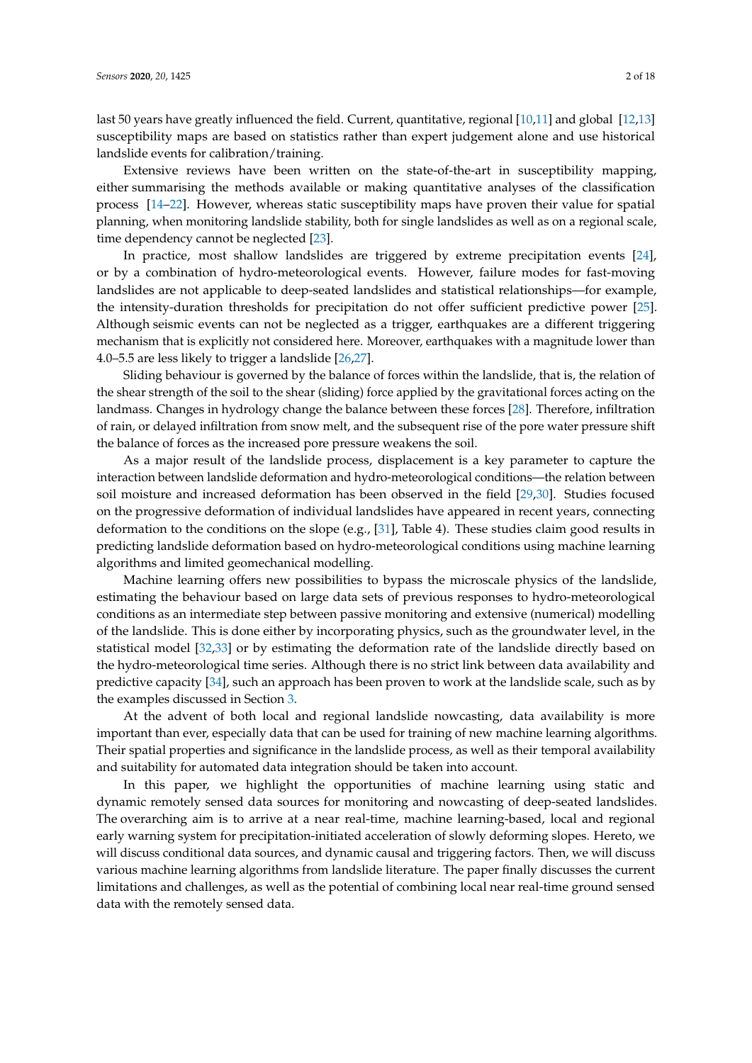last 50 years have greatly influenced the field. Current, quantitative, regional [10,11] and global [12,13] susceptibility maps are based on statistics rather than expert judgement alone and use historical landslide events for calibration/training.

Extensive reviews have been written on the state-of-the-art in susceptibility mapping, either summarising the methods available or making quantitative analyses of the classification process [14–22]. However, whereas static susceptibility maps have proven their value for spatial planning, when monitoring landslide stability, both for single landslides as well as on a regional scale, time dependency cannot be neglected [23].

In practice, most shallow landslides are triggered by extreme precipitation events [24], or by a combination of hydro-meteorological events. However, failure modes for fast-moving landslides are not applicable to deep-seated landslides and statistical relationships—for example, the intensity-duration thresholds for precipitation do not offer sufficient predictive power [25]. Although seismic events can not be neglected as a trigger, earthquakes are a different triggering mechanism that is explicitly not considered here. Moreover, earthquakes with a magnitude lower than 4.0–5.5 are less likely to trigger a landslide [26,27].

Sliding behaviour is governed by the balance of forces within the landslide, that is, the relation of the shear strength of the soil to the shear (sliding) force applied by the gravitational forces acting on the landmass. Changes in hydrology change the balance between these forces [28]. Therefore, infiltration of rain, or delayed infiltration from snow melt, and the subsequent rise of the pore water pressure shift the balance of forces as the increased pore pressure weakens the soil.

As a major result of the landslide process, displacement is a key parameter to capture the interaction between landslide deformation and hydro-meteorological conditions—the relation between soil moisture and increased deformation has been observed in the field [29,30]. Studies focused on the progressive deformation of individual landslides have appeared in recent years, connecting deformation to the conditions on the slope (e.g., [31], Table 4). These studies claim good results in predicting landslide deformation based on hydro-meteorological conditions using machine learning algorithms and limited geomechanical modelling.

Machine learning offers new possibilities to bypass the microscale physics of the landslide, estimating the behaviour based on large data sets of previous responses to hydro-meteorological conditions as an intermediate step between passive monitoring and extensive (numerical) modelling of the landslide. This is done either by incorporating physics, such as the groundwater level, in the statistical model [32,33] or by estimating the deformation rate of the landslide directly based on the hydro-meteorological time series. Although there is no strict link between data availability and predictive capacity [34], such an approach has been proven to work at the landslide scale, such as by the examples discussed in Section 3.

At the advent of both local and regional landslide nowcasting, data availability is more important than ever, especially data that can be used for training of new machine learning algorithms. Their spatial properties and significance in the landslide process, as well as their temporal availability and suitability for automated data integration should be taken into account.

In this paper, we highlight the opportunities of machine learning using static and dynamic remotely sensed data sources for monitoring and nowcasting of deep-seated landslides. The overarching aim is to arrive at a near real-time, machine learning-based, local and regional early warning system for precipitation-initiated acceleration of slowly deforming slopes. Hereto, we will discuss conditional data sources, and dynamic causal and triggering factors. Then, we will discuss various machine learning algorithms from landslide literature. The paper finally discusses the current limitations and challenges, as well as the potential of combining local near real-time ground sensed data with the remotely sensed data.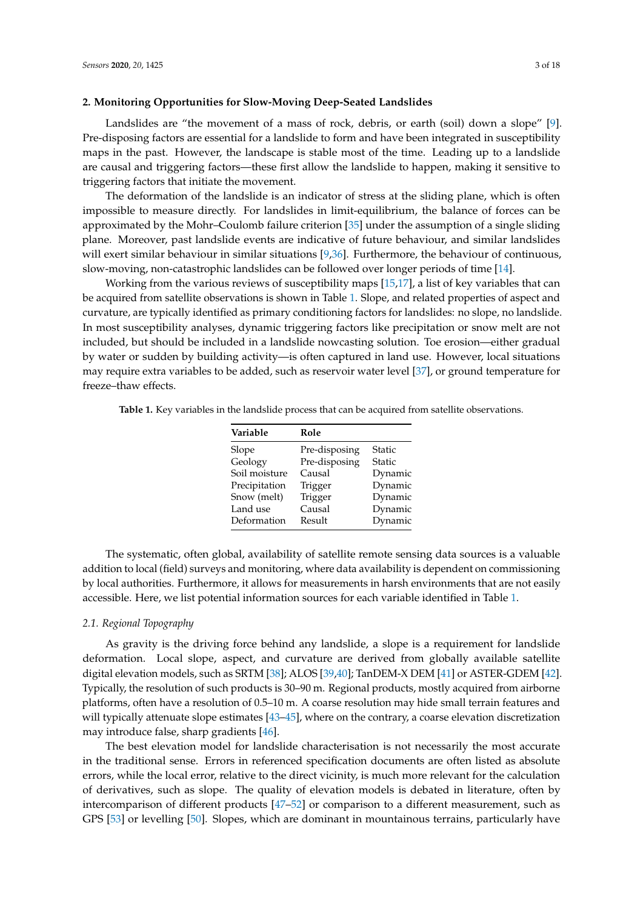## 2. Monitoring Opportunities for Slow-Moving Deep-Seated Landslides

Landslides are "the movement of a mass of rock, debris, or earth (soil) down a slope" [9]. Pre-disposing factors are essential for a landslide to form and have been integrated in susceptibility maps in the past. However, the landscape is stable most of the time. Leading up to a landslide are causal and triggering factors—these first allow the landslide to happen, making it sensitive to triggering factors that initiate the movement.

The deformation of the landslide is an indicator of stress at the sliding plane, which is often impossible to measure directly. For landslides in limit-equilibrium, the balance of forces can be approximated by the Mohr–Coulomb failure criterion [35] under the assumption of a single sliding plane. Moreover, past landslide events are indicative of future behaviour, and similar landslides will exert similar behaviour in similar situations [9,36]. Furthermore, the behaviour of continuous, slow-moving, non-catastrophic landslides can be followed over longer periods of time [14].

Working from the various reviews of susceptibility maps [15,17], a list of key variables that can be acquired from satellite observations is shown in Table 1. Slope, and related properties of aspect and curvature, are typically identified as primary conditioning factors for landslides: no slope, no landslide. In most susceptibility analyses, dynamic triggering factors like precipitation or snow melt are not included, but should be included in a landslide nowcasting solution. Toe erosion—either gradual by water or sudden by building activity—is often captured in land use. However, local situations may require extra variables to be added, such as reservoir water level [37], or ground temperature for freeze–thaw effects.

**Table 1.** Key variables in the landslide process that can be acquired from satellite observations.

| Variable | Role | |
|---|---|---|
| Slope | Pre-disposing | Static |
| Geology | Pre-disposing | Static |
| Soil moisture | Causal | Dynamic |
| Precipitation | Trigger | Dynamic |
| Snow (melt) | Trigger | Dynamic |
| Land use | Causal | Dynamic |
| Deformation | Result | Dynamic |

The systematic, often global, availability of satellite remote sensing data sources is a valuable addition to local (field) surveys and monitoring, where data availability is dependent on commissioning by local authorities. Furthermore, it allows for measurements in harsh environments that are not easily accessible. Here, we list potential information sources for each variable identified in Table 1.

### *2.1. Regional Topography*

As gravity is the driving force behind any landslide, a slope is a requirement for landslide deformation. Local slope, aspect, and curvature are derived from globally available satellite digital elevation models, such as SRTM [38]; ALOS [39,40]; TanDEM-X DEM [41] or ASTER-GDEM [42]. Typically, the resolution of such products is 30–90 m. Regional products, mostly acquired from airborne platforms, often have a resolution of 0.5–10 m. A coarse resolution may hide small terrain features and will typically attenuate slope estimates [43–45], where on the contrary, a coarse elevation discretization may introduce false, sharp gradients [46].

The best elevation model for landslide characterisation is not necessarily the most accurate in the traditional sense. Errors in referenced specification documents are often listed as absolute errors, while the local error, relative to the direct vicinity, is much more relevant for the calculation of derivatives, such as slope. The quality of elevation models is debated in literature, often by intercomparison of different products [47–52] or comparison to a different measurement, such as GPS [53] or levelling [50]. Slopes, which are dominant in mountainous terrains, particularly have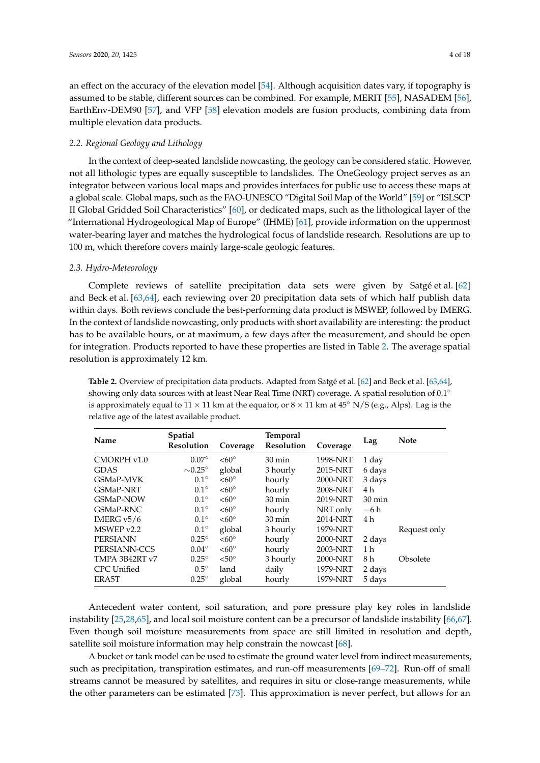an effect on the accuracy of the elevation model [54]. Although acquisition dates vary, if topography is assumed to be stable, different sources can be combined. For example, MERIT [55], NASADEM [56], EarthEnv-DEM90 [57], and VFP [58] elevation models are fusion products, combining data from multiple elevation data products.

### 2.2. Regional Geology and Lithology

In the context of deep-seated landslide nowcasting, the geology can be considered static. However, not all lithologic types are equally susceptible to landslides. The OneGeology project serves as an integrator between various local maps and provides interfaces for public use to access these maps at a global scale. Global maps, such as the FAO-UNESCO "Digital Soil Map of the World" [59] or "ISLSCP II Global Gridded Soil Characteristics" [60], or dedicated maps, such as the lithological layer of the "International Hydrogeological Map of Europe" (IHME) [61], provide information on the uppermost water-bearing layer and matches the hydrological focus of landslide research. Resolutions are up to 100 m, which therefore covers mainly large-scale geologic features.

### 2.3. Hydro-Meteorology

Complete reviews of satellite precipitation data sets were given by Satgé et al. [62] and Beck et al. [63,64], each reviewing over 20 precipitation data sets of which half publish data within days. Both reviews conclude the best-performing data product is MSWEP, followed by IMERG. In the context of landslide nowcasting, only products with short availability are interesting: the product has to be available hours, or at maximum, a few days after the measurement, and should be open for integration. Products reported to have these properties are listed in Table 2. The average spatial resolution is approximately 12 km.

**Table 2.** Overview of precipitation data products. Adapted from Satgé et al. [62] and Beck et al. [63,64], showing only data sources with at least Near Real Time (NRT) coverage. A spatial resolution of 0.1° is approximately equal to 11 × 11 km at the equator, or 8 × 11 km at 45° N/S (e.g., Alps). Lag is the relative age of the latest available product.

| Name | Spatial Resolution | Coverage | Temporal Resolution | Coverage | Lag | Note |
|---|---|---|---|---|---|---|
| CMORPH v1.0 | 0.07° | <60° | 30 min | 1998-NRT | 1 day | |
| GDAS | ∼0.25° | global | 3 hourly | 2015-NRT | 6 days | |
| GSMaP-MVK | 0.1° | <60° | hourly | 2000-NRT | 3 days | |
| GSMaP-NRT | 0.1° | <60° | hourly | 2008-NRT | 4 h | |
| GSMaP-NOW | 0.1° | <60° | 30 min | 2019-NRT | 30 min | |
| GSMaP-RNC | 0.1° | <60° | hourly | NRT only | −6 h | |
| IMERG v5/6 | 0.1° | <60° | 30 min | 2014-NRT | 4 h | |
| MSWEP v2.2 | 0.1° | global | 3 hourly | 1979-NRT | | Request only |
| PERSIANN | 0.25° | <60° | hourly | 2000-NRT | 2 days | |
| PERSIANN-CCS | 0.04° | <60° | hourly | 2003-NRT | 1 h | |
| TMPA 3B42RT v7 | 0.25° | <50° | 3 hourly | 2000-NRT | 8 h | Obsolete |
| CPC Unified | 0.5° | land | daily | 1979-NRT | 2 days | |
| ERA5T | 0.25° | global | hourly | 1979-NRT | 5 days | |

Antecedent water content, soil saturation, and pore pressure play key roles in landslide instability [25,28,65], and local soil moisture content can be a precursor of landslide instability [66,67]. Even though soil moisture measurements from space are still limited in resolution and depth, satellite soil moisture information may help constrain the nowcast [68].

A bucket or tank model can be used to estimate the ground water level from indirect measurements, such as precipitation, transpiration estimates, and run-off measurements [69–72]. Run-off of small streams cannot be measured by satellites, and requires in situ or close-range measurements, while the other parameters can be estimated [73]. This approximation is never perfect, but allows for an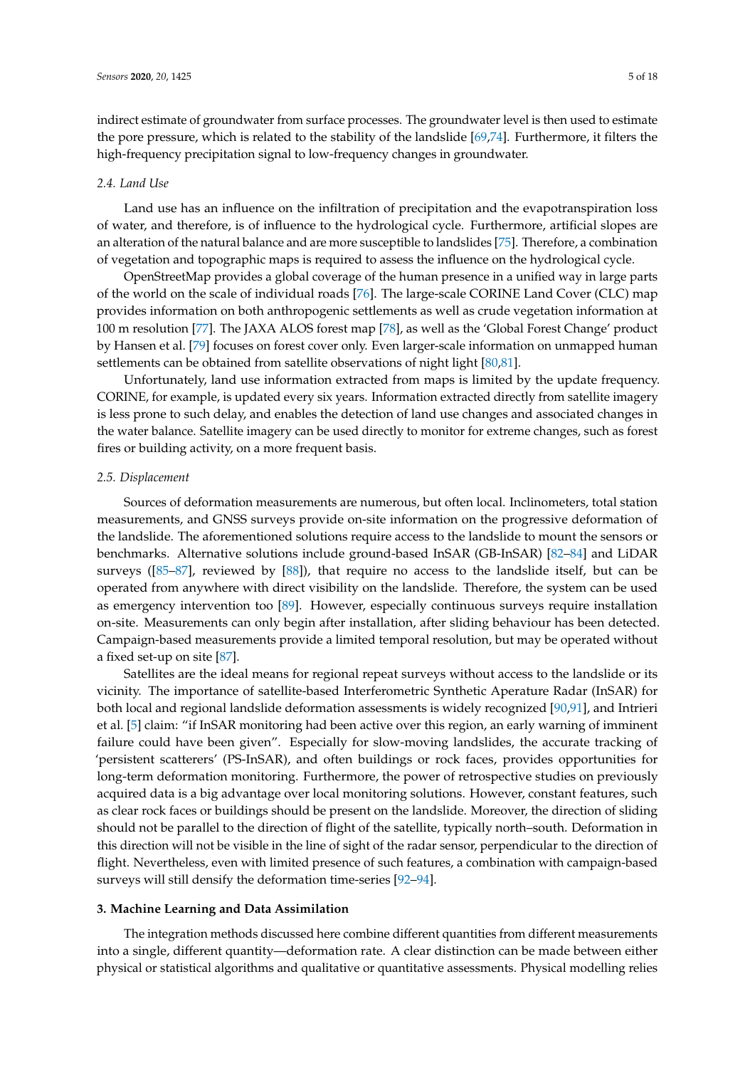indirect estimate of groundwater from surface processes. The groundwater level is then used to estimate the pore pressure, which is related to the stability of the landslide [69,74]. Furthermore, it filters the high-frequency precipitation signal to low-frequency changes in groundwater.

### 2.4. Land Use

Land use has an influence on the infiltration of precipitation and the evapotranspiration loss of water, and therefore, is of influence to the hydrological cycle. Furthermore, artificial slopes are an alteration of the natural balance and are more susceptible to landslides [75]. Therefore, a combination of vegetation and topographic maps is required to assess the influence on the hydrological cycle.

OpenStreetMap provides a global coverage of the human presence in a unified way in large parts of the world on the scale of individual roads [76]. The large-scale CORINE Land Cover (CLC) map provides information on both anthropogenic settlements as well as crude vegetation information at 100 m resolution [77]. The JAXA ALOS forest map [78], as well as the 'Global Forest Change' product by Hansen et al. [79] focuses on forest cover only. Even larger-scale information on unmapped human settlements can be obtained from satellite observations of night light [80,81].

Unfortunately, land use information extracted from maps is limited by the update frequency. CORINE, for example, is updated every six years. Information extracted directly from satellite imagery is less prone to such delay, and enables the detection of land use changes and associated changes in the water balance. Satellite imagery can be used directly to monitor for extreme changes, such as forest fires or building activity, on a more frequent basis.

### 2.5. Displacement

Sources of deformation measurements are numerous, but often local. Inclinometers, total station measurements, and GNSS surveys provide on-site information on the progressive deformation of the landslide. The aforementioned solutions require access to the landslide to mount the sensors or benchmarks. Alternative solutions include ground-based InSAR (GB-InSAR) [82–84] and LiDAR surveys ([85–87], reviewed by [88]), that require no access to the landslide itself, but can be operated from anywhere with direct visibility on the landslide. Therefore, the system can be used as emergency intervention too [89]. However, especially continuous surveys require installation on-site. Measurements can only begin after installation, after sliding behaviour has been detected. Campaign-based measurements provide a limited temporal resolution, but may be operated without a fixed set-up on site [87].

Satellites are the ideal means for regional repeat surveys without access to the landslide or its vicinity. The importance of satellite-based Interferometric Synthetic Aperature Radar (InSAR) for both local and regional landslide deformation assessments is widely recognized [90,91], and Intrieri et al. [5] claim: "if InSAR monitoring had been active over this region, an early warning of imminent failure could have been given". Especially for slow-moving landslides, the accurate tracking of 'persistent scatterers' (PS-InSAR), and often buildings or rock faces, provides opportunities for long-term deformation monitoring. Furthermore, the power of retrospective studies on previously acquired data is a big advantage over local monitoring solutions. However, constant features, such as clear rock faces or buildings should be present on the landslide. Moreover, the direction of sliding should not be parallel to the direction of flight of the satellite, typically north–south. Deformation in this direction will not be visible in the line of sight of the radar sensor, perpendicular to the direction of flight. Nevertheless, even with limited presence of such features, a combination with campaign-based surveys will still densify the deformation time-series [92–94].

## 3. Machine Learning and Data Assimilation

The integration methods discussed here combine different quantities from different measurements into a single, different quantity—deformation rate. A clear distinction can be made between either physical or statistical algorithms and qualitative or quantitative assessments. Physical modelling relies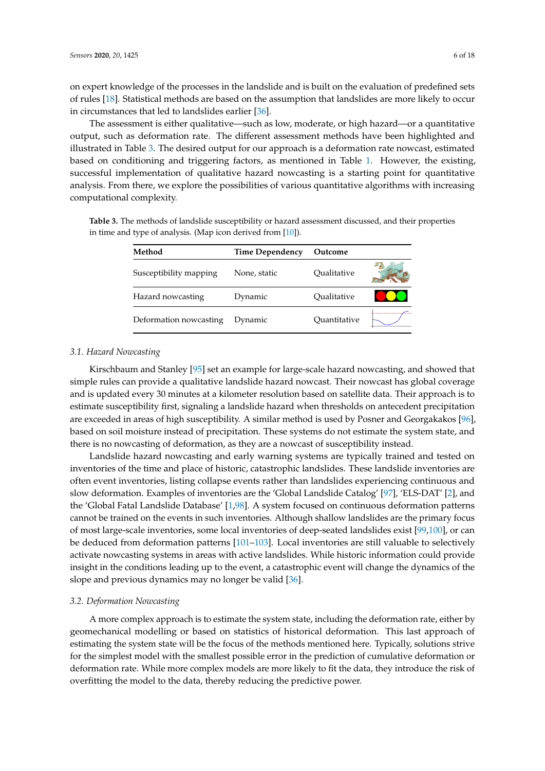on expert knowledge of the processes in the landslide and is built on the evaluation of predefined sets of rules [18]. Statistical methods are based on the assumption that landslides are more likely to occur in circumstances that led to landslides earlier [36].

The assessment is either qualitative—such as low, moderate, or high hazard—or a quantitative output, such as deformation rate. The different assessment methods have been highlighted and illustrated in Table 3. The desired output for our approach is a deformation rate nowcast, estimated based on conditioning and triggering factors, as mentioned in Table 1. However, the existing, successful implementation of qualitative hazard nowcasting is a starting point for quantitative analysis. From there, we explore the possibilities of various quantitative algorithms with increasing computational complexity.

**Table 3.** The methods of landslide susceptibility or hazard assessment discussed, and their properties in time and type of analysis. (Map icon derived from [10]).

| Method | Time Dependency | Outcome | |
|---|---|---|---|
| Susceptibility mapping | None, static | Qualitative | |
| Hazard nowcasting | Dynamic | Qualitative | |
| Deformation nowcasting | Dynamic | Quantitative | |

### 3.1. Hazard Nowcasting

Kirschbaum and Stanley [95] set an example for large-scale hazard nowcasting, and showed that simple rules can provide a qualitative landslide hazard nowcast. Their nowcast has global coverage and is updated every 30 minutes at a kilometer resolution based on satellite data. Their approach is to estimate susceptibility first, signaling a landslide hazard when thresholds on antecedent precipitation are exceeded in areas of high susceptibility. A similar method is used by Posner and Georgakakos [96], based on soil moisture instead of precipitation. These systems do not estimate the system state, and there is no nowcasting of deformation, as they are a nowcast of susceptibility instead.

Landslide hazard nowcasting and early warning systems are typically trained and tested on inventories of the time and place of historic, catastrophic landslides. These landslide inventories are often event inventories, listing collapse events rather than landslides experiencing continuous and slow deformation. Examples of inventories are the 'Global Landslide Catalog' [97], 'ELS-DAT' [2], and the 'Global Fatal Landslide Database' [1,98]. A system focused on continuous deformation patterns cannot be trained on the events in such inventories. Although shallow landslides are the primary focus of most large-scale inventories, some local inventories of deep-seated landslides exist [99,100], or can be deduced from deformation patterns [101–103]. Local inventories are still valuable to selectively activate nowcasting systems in areas with active landslides. While historic information could provide insight in the conditions leading up to the event, a catastrophic event will change the dynamics of the slope and previous dynamics may no longer be valid [36].

### 3.2. Deformation Nowcasting

A more complex approach is to estimate the system state, including the deformation rate, either by geomechanical modelling or based on statistics of historical deformation. This last approach of estimating the system state will be the focus of the methods mentioned here. Typically, solutions strive for the simplest model with the smallest possible error in the prediction of cumulative deformation or deformation rate. While more complex models are more likely to fit the data, they introduce the risk of overfitting the model to the data, thereby reducing the predictive power.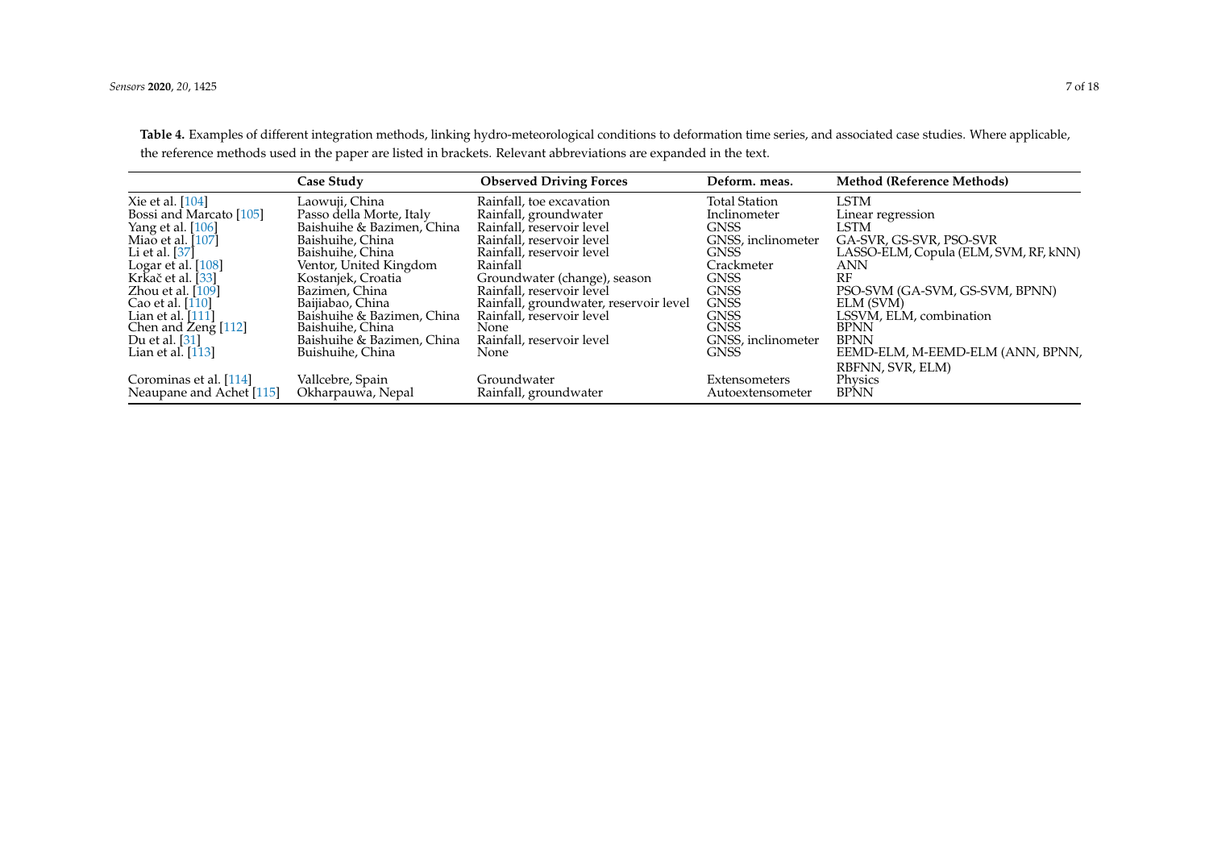**Table 4.** Examples of different integration methods, linking hydro-meteorological conditions to deformation time series, and associated case studies. Where applicable, the reference methods used in the paper are listed in brackets. Relevant abbreviations are expanded in the text.

| | Case Study | Observed Driving Forces | Deform. meas. | Method (Reference Methods) |
|---|---|---|---|---|
| Xie et al. [104] | Laowuji, China | Rainfall, toe excavation | Total Station | LSTM |
| Bossi and Marcato [105] | Passo della Morte, Italy | Rainfall, groundwater | Inclinometer | Linear regression |
| Yang et al. [106] | Baishuihe & Bazimen, China | Rainfall, reservoir level | GNSS | LSTM |
| Miao et al. [107] | Baishuihe, China | Rainfall, reservoir level | GNSS, inclinometer | GA-SVR, GS-SVR, PSO-SVR |
| Li et al. [37] | Baishuihe, China | Rainfall, reservoir level | GNSS | LASSO-ELM, Copula (ELM, SVM, RF, kNN) |
| Logar et al. [108] | Ventor, United Kingdom | Rainfall | Crackmeter | ANN |
| Krkač et al. [33] | Kostanjek, Croatia | Groundwater (change), season | GNSS | RF |
| Zhou et al. [109] | Bazimen, China | Rainfall, reservoir level | GNSS | PSO-SVM (GA-SVM, GS-SVM, BPNN) |
| Cao et al. [110] | Baijiabao, China | Rainfall, groundwater, reservoir level | GNSS | ELM (SVM) |
| Lian et al. [111] | Baishuihe & Bazimen, China | Rainfall, reservoir level | GNSS | LSSVM, ELM, combination |
| Chen and Zeng [112] | Baishuihe, China | None | GNSS | BPNN |
| Du et al. [31] | Baishuihe & Bazimen, China | Rainfall, reservoir level | GNSS, inclinometer | BPNN |
| Lian et al. [113] | Buishuihe, China | None | GNSS | EEMD-ELM, M-EEMD-ELM (ANN, BPNN, RBFNN, SVR, ELM) |
| Corominas et al. [114] | Vallcebre, Spain | Groundwater | Extensometers | Physics |
| Neaupane and Achet [115] | Okharpauwa, Nepal | Rainfall, groundwater | Autoextensometer | BPNN |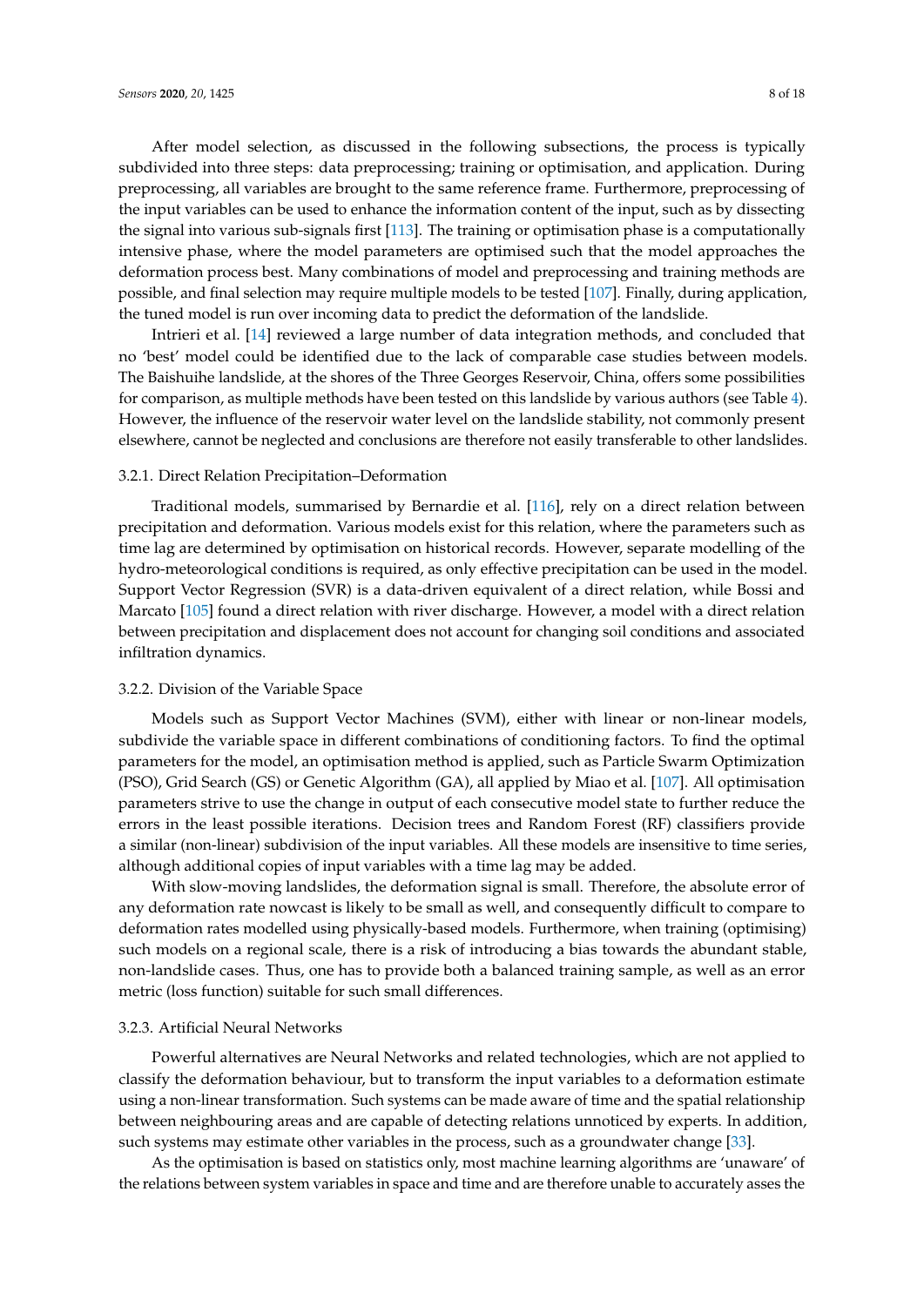After model selection, as discussed in the following subsections, the process is typically subdivided into three steps: data preprocessing; training or optimisation, and application. During preprocessing, all variables are brought to the same reference frame. Furthermore, preprocessing of the input variables can be used to enhance the information content of the input, such as by dissecting the signal into various sub-signals first [113]. The training or optimisation phase is a computationally intensive phase, where the model parameters are optimised such that the model approaches the deformation process best. Many combinations of model and preprocessing and training methods are possible, and final selection may require multiple models to be tested [107]. Finally, during application, the tuned model is run over incoming data to predict the deformation of the landslide.

Intrieri et al. [14] reviewed a large number of data integration methods, and concluded that no 'best' model could be identified due to the lack of comparable case studies between models. The Baishuihe landslide, at the shores of the Three Georges Reservoir, China, offers some possibilities for comparison, as multiple methods have been tested on this landslide by various authors (see Table 4). However, the influence of the reservoir water level on the landslide stability, not commonly present elsewhere, cannot be neglected and conclusions are therefore not easily transferable to other landslides.

### 3.2.1. Direct Relation Precipitation–Deformation

Traditional models, summarised by Bernardie et al. [116], rely on a direct relation between precipitation and deformation. Various models exist for this relation, where the parameters such as time lag are determined by optimisation on historical records. However, separate modelling of the hydro-meteorological conditions is required, as only effective precipitation can be used in the model. Support Vector Regression (SVR) is a data-driven equivalent of a direct relation, while Bossi and Marcato [105] found a direct relation with river discharge. However, a model with a direct relation between precipitation and displacement does not account for changing soil conditions and associated infiltration dynamics.

### 3.2.2. Division of the Variable Space

Models such as Support Vector Machines (SVM), either with linear or non-linear models, subdivide the variable space in different combinations of conditioning factors. To find the optimal parameters for the model, an optimisation method is applied, such as Particle Swarm Optimization (PSO), Grid Search (GS) or Genetic Algorithm (GA), all applied by Miao et al. [107]. All optimisation parameters strive to use the change in output of each consecutive model state to further reduce the errors in the least possible iterations. Decision trees and Random Forest (RF) classifiers provide a similar (non-linear) subdivision of the input variables. All these models are insensitive to time series, although additional copies of input variables with a time lag may be added.

With slow-moving landslides, the deformation signal is small. Therefore, the absolute error of any deformation rate nowcast is likely to be small as well, and consequently difficult to compare to deformation rates modelled using physically-based models. Furthermore, when training (optimising) such models on a regional scale, there is a risk of introducing a bias towards the abundant stable, non-landslide cases. Thus, one has to provide both a balanced training sample, as well as an error metric (loss function) suitable for such small differences.

### 3.2.3. Artificial Neural Networks

Powerful alternatives are Neural Networks and related technologies, which are not applied to classify the deformation behaviour, but to transform the input variables to a deformation estimate using a non-linear transformation. Such systems can be made aware of time and the spatial relationship between neighbouring areas and are capable of detecting relations unnoticed by experts. In addition, such systems may estimate other variables in the process, such as a groundwater change [33].

As the optimisation is based on statistics only, most machine learning algorithms are 'unaware' of the relations between system variables in space and time and are therefore unable to accurately asses the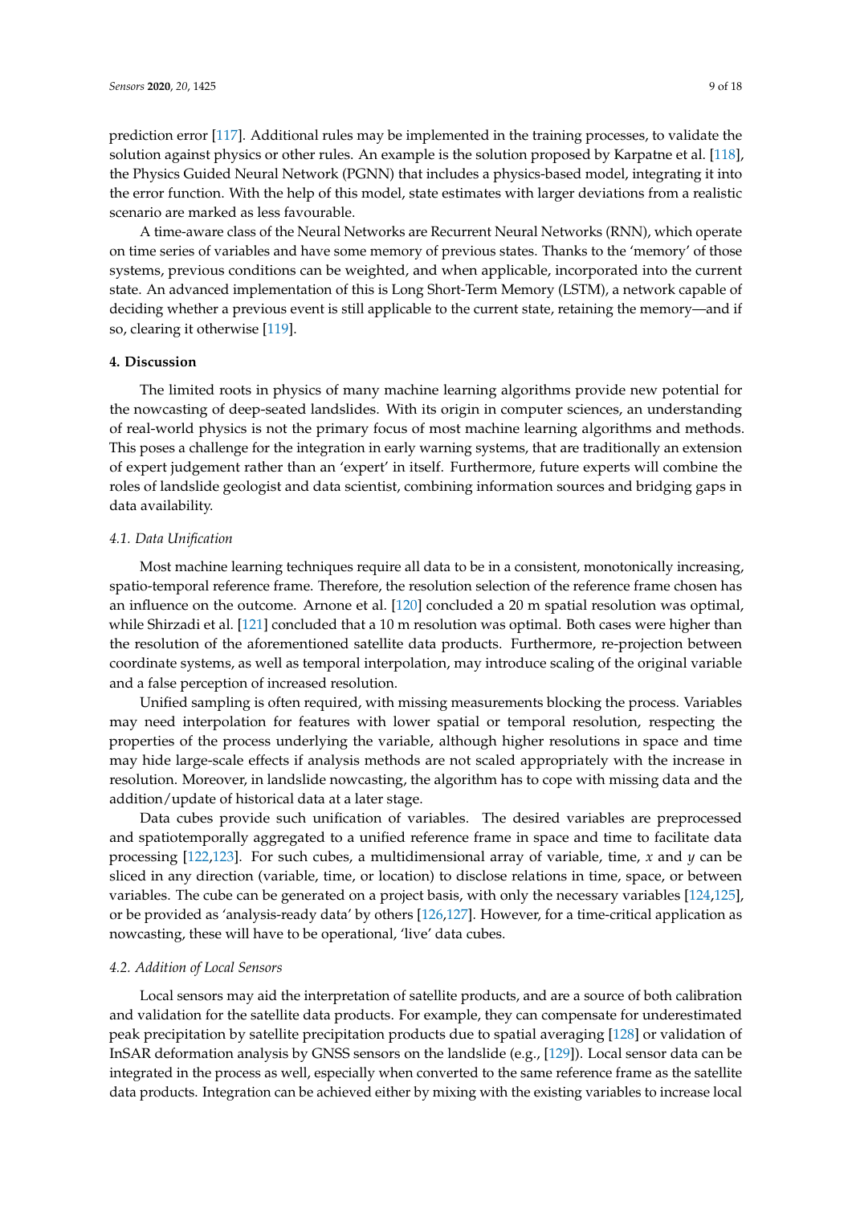prediction error [117]. Additional rules may be implemented in the training processes, to validate the solution against physics or other rules. An example is the solution proposed by Karpatne et al. [118], the Physics Guided Neural Network (PGNN) that includes a physics-based model, integrating it into the error function. With the help of this model, state estimates with larger deviations from a realistic scenario are marked as less favourable.

A time-aware class of the Neural Networks are Recurrent Neural Networks (RNN), which operate on time series of variables and have some memory of previous states. Thanks to the 'memory' of those systems, previous conditions can be weighted, and when applicable, incorporated into the current state. An advanced implementation of this is Long Short-Term Memory (LSTM), a network capable of deciding whether a previous event is still applicable to the current state, retaining the memory—and if so, clearing it otherwise [119].

## 4. Discussion

The limited roots in physics of many machine learning algorithms provide new potential for the nowcasting of deep-seated landslides. With its origin in computer sciences, an understanding of real-world physics is not the primary focus of most machine learning algorithms and methods. This poses a challenge for the integration in early warning systems, that are traditionally an extension of expert judgement rather than an 'expert' in itself. Furthermore, future experts will combine the roles of landslide geologist and data scientist, combining information sources and bridging gaps in data availability.

### *4.1. Data Unification*

Most machine learning techniques require all data to be in a consistent, monotonically increasing, spatio-temporal reference frame. Therefore, the resolution selection of the reference frame chosen has an influence on the outcome. Arnone et al. [120] concluded a 20 m spatial resolution was optimal, while Shirzadi et al. [121] concluded that a 10 m resolution was optimal. Both cases were higher than the resolution of the aforementioned satellite data products. Furthermore, re-projection between coordinate systems, as well as temporal interpolation, may introduce scaling of the original variable and a false perception of increased resolution.

Unified sampling is often required, with missing measurements blocking the process. Variables may need interpolation for features with lower spatial or temporal resolution, respecting the properties of the process underlying the variable, although higher resolutions in space and time may hide large-scale effects if analysis methods are not scaled appropriately with the increase in resolution. Moreover, in landslide nowcasting, the algorithm has to cope with missing data and the addition/update of historical data at a later stage.

Data cubes provide such unification of variables. The desired variables are preprocessed and spatiotemporally aggregated to a unified reference frame in space and time to facilitate data processing [122,123]. For such cubes, a multidimensional array of variable, time, $x$ and $y$ can be sliced in any direction (variable, time, or location) to disclose relations in time, space, or between variables. The cube can be generated on a project basis, with only the necessary variables [124,125], or be provided as 'analysis-ready data' by others [126,127]. However, for a time-critical application as nowcasting, these will have to be operational, 'live' data cubes.

### *4.2. Addition of Local Sensors*

Local sensors may aid the interpretation of satellite products, and are a source of both calibration and validation for the satellite data products. For example, they can compensate for underestimated peak precipitation by satellite precipitation products due to spatial averaging [128] or validation of InSAR deformation analysis by GNSS sensors on the landslide (e.g., [129]). Local sensor data can be integrated in the process as well, especially when converted to the same reference frame as the satellite data products. Integration can be achieved either by mixing with the existing variables to increase local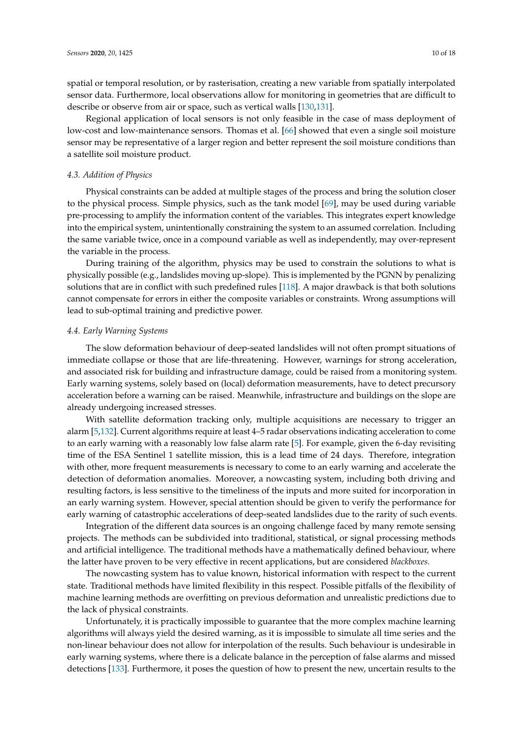spatial or temporal resolution, or by rasterisation, creating a new variable from spatially interpolated sensor data. Furthermore, local observations allow for monitoring in geometries that are difficult to describe or observe from air or space, such as vertical walls [130,131].

Regional application of local sensors is not only feasible in the case of mass deployment of low-cost and low-maintenance sensors. Thomas et al. [66] showed that even a single soil moisture sensor may be representative of a larger region and better represent the soil moisture conditions than a satellite soil moisture product.

### 4.3. Addition of Physics

Physical constraints can be added at multiple stages of the process and bring the solution closer to the physical process. Simple physics, such as the tank model [69], may be used during variable pre-processing to amplify the information content of the variables. This integrates expert knowledge into the empirical system, unintentionally constraining the system to an assumed correlation. Including the same variable twice, once in a compound variable as well as independently, may over-represent the variable in the process.

During training of the algorithm, physics may be used to constrain the solutions to what is physically possible (e.g., landslides moving up-slope). This is implemented by the PGNN by penalizing solutions that are in conflict with such predefined rules [118]. A major drawback is that both solutions cannot compensate for errors in either the composite variables or constraints. Wrong assumptions will lead to sub-optimal training and predictive power.

### 4.4. Early Warning Systems

The slow deformation behaviour of deep-seated landslides will not often prompt situations of immediate collapse or those that are life-threatening. However, warnings for strong acceleration, and associated risk for building and infrastructure damage, could be raised from a monitoring system. Early warning systems, solely based on (local) deformation measurements, have to detect precursory acceleration before a warning can be raised. Meanwhile, infrastructure and buildings on the slope are already undergoing increased stresses.

With satellite deformation tracking only, multiple acquisitions are necessary to trigger an alarm [5,132]. Current algorithms require at least 4–5 radar observations indicating acceleration to come to an early warning with a reasonably low false alarm rate [5]. For example, given the 6-day revisiting time of the ESA Sentinel 1 satellite mission, this is a lead time of 24 days. Therefore, integration with other, more frequent measurements is necessary to come to an early warning and accelerate the detection of deformation anomalies. Moreover, a nowcasting system, including both driving and resulting factors, is less sensitive to the timeliness of the inputs and more suited for incorporation in an early warning system. However, special attention should be given to verify the performance for early warning of catastrophic accelerations of deep-seated landslides due to the rarity of such events.

Integration of the different data sources is an ongoing challenge faced by many remote sensing projects. The methods can be subdivided into traditional, statistical, or signal processing methods and artificial intelligence. The traditional methods have a mathematically defined behaviour, where the latter have proven to be very effective in recent applications, but are considered *blackboxes*.

The nowcasting system has to value known, historical information with respect to the current state. Traditional methods have limited flexibility in this respect. Possible pitfalls of the flexibility of machine learning methods are overfitting on previous deformation and unrealistic predictions due to the lack of physical constraints.

Unfortunately, it is practically impossible to guarantee that the more complex machine learning algorithms will always yield the desired warning, as it is impossible to simulate all time series and the non-linear behaviour does not allow for interpolation of the results. Such behaviour is undesirable in early warning systems, where there is a delicate balance in the perception of false alarms and missed detections [133]. Furthermore, it poses the question of how to present the new, uncertain results to the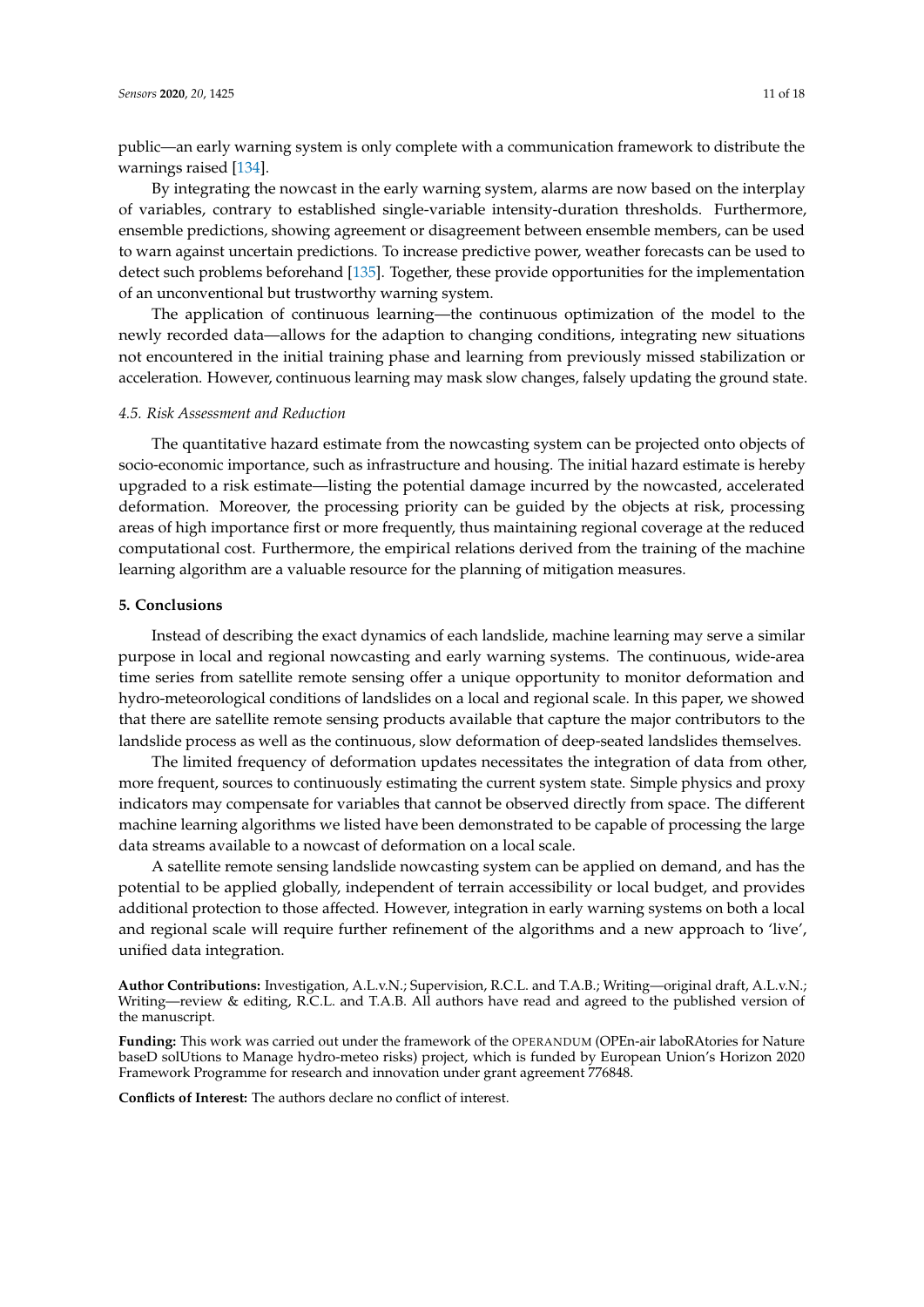public—an early warning system is only complete with a communication framework to distribute the warnings raised [134].

By integrating the nowcast in the early warning system, alarms are now based on the interplay of variables, contrary to established single-variable intensity-duration thresholds. Furthermore, ensemble predictions, showing agreement or disagreement between ensemble members, can be used to warn against uncertain predictions. To increase predictive power, weather forecasts can be used to detect such problems beforehand [135]. Together, these provide opportunities for the implementation of an unconventional but trustworthy warning system.

The application of continuous learning—the continuous optimization of the model to the newly recorded data—allows for the adaption to changing conditions, integrating new situations not encountered in the initial training phase and learning from previously missed stabilization or acceleration. However, continuous learning may mask slow changes, falsely updating the ground state.

### *4.5. Risk Assessment and Reduction*

The quantitative hazard estimate from the nowcasting system can be projected onto objects of socio-economic importance, such as infrastructure and housing. The initial hazard estimate is hereby upgraded to a risk estimate—listing the potential damage incurred by the nowcasted, accelerated deformation. Moreover, the processing priority can be guided by the objects at risk, processing areas of high importance first or more frequently, thus maintaining regional coverage at the reduced computational cost. Furthermore, the empirical relations derived from the training of the machine learning algorithm are a valuable resource for the planning of mitigation measures.

## **5. Conclusions**

Instead of describing the exact dynamics of each landslide, machine learning may serve a similar purpose in local and regional nowcasting and early warning systems. The continuous, wide-area time series from satellite remote sensing offer a unique opportunity to monitor deformation and hydro-meteorological conditions of landslides on a local and regional scale. In this paper, we showed that there are satellite remote sensing products available that capture the major contributors to the landslide process as well as the continuous, slow deformation of deep-seated landslides themselves.

The limited frequency of deformation updates necessitates the integration of data from other, more frequent, sources to continuously estimating the current system state. Simple physics and proxy indicators may compensate for variables that cannot be observed directly from space. The different machine learning algorithms we listed have been demonstrated to be capable of processing the large data streams available to a nowcast of deformation on a local scale.

A satellite remote sensing landslide nowcasting system can be applied on demand, and has the potential to be applied globally, independent of terrain accessibility or local budget, and provides additional protection to those affected. However, integration in early warning systems on both a local and regional scale will require further refinement of the algorithms and a new approach to 'live', unified data integration.

**Author Contributions:** Investigation, A.L.v.N.; Supervision, R.C.L. and T.A.B.; Writing—original draft, A.L.v.N.; Writing—review & editing, R.C.L. and T.A.B. All authors have read and agreed to the published version of the manuscript.

**Funding:** This work was carried out under the framework of the OPERANDUM (OPEn-air laboRAtories for Nature baseD solUtions to Manage hydro-meteo risks) project, which is funded by European Union's Horizon 2020 Framework Programme for research and innovation under grant agreement 776848.

**Conflicts of Interest:** The authors declare no conflict of interest.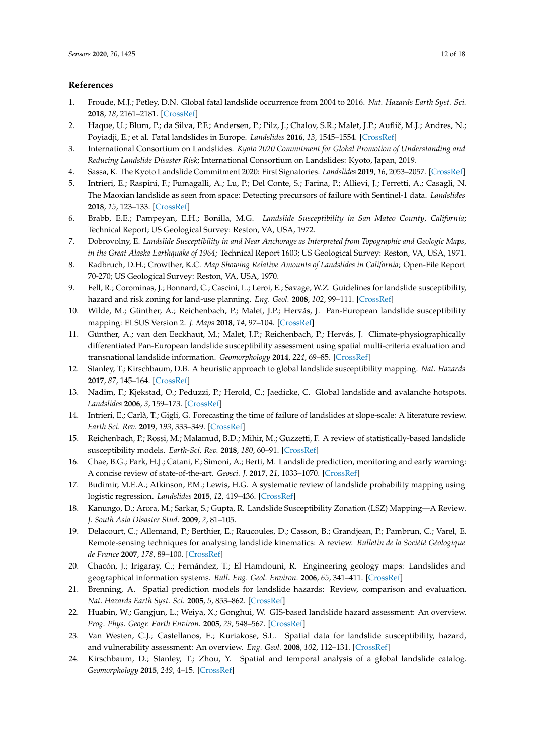## References

1. Froude, M.J.; Petley, D.N. Global fatal landslide occurrence from 2004 to 2016. *Nat. Hazards Earth Syst. Sci.* **2018**, *18*, 2161–2181. [CrossRef]
2. Haque, U.; Blum, P.; da Silva, P.F.; Andersen, P.; Pilz, J.; Chalov, S.R.; Malet, J.P.; Auflič, M.J.; Andres, N.; Poyiadji, E.; et al. Fatal landslides in Europe. *Landslides* **2016**, *13*, 1545–1554. [CrossRef]
3. International Consortium on Landslides. *Kyoto 2020 Commitment for Global Promotion of Understanding and Reducing Landslide Disaster Risk*; International Consortium on Landslides: Kyoto, Japan, 2019.
4. Sassa, K. The Kyoto Landslide Commitment 2020: First Signatories. *Landslides* **2019**, *16*, 2053–2057. [CrossRef]
5. Intrieri, E.; Raspini, F.; Fumagalli, A.; Lu, P.; Del Conte, S.; Farina, P.; Allievi, J.; Ferretti, A.; Casagli, N. The Maoxian landslide as seen from space: Detecting precursors of failure with Sentinel-1 data. *Landslides* **2018**, *15*, 123–133. [CrossRef]
6. Brabb, E.E.; Pampeyan, E.H.; Bonilla, M.G. *Landslide Susceptibility in San Mateo County, California*; Technical Report; US Geological Survey: Reston, VA, USA, 1972.
7. Dobrovolny, E. *Landslide Susceptibility in and Near Anchorage as Interpreted from Topographic and Geologic Maps, in the Great Alaska Earthquake of 1964*; Technical Report 1603; US Geological Survey: Reston, VA, USA, 1971.
8. Radbruch, D.H.; Crowther, K.C. *Map Showing Relative Amounts of Landslides in California*; Open-File Report 70-270; US Geological Survey: Reston, VA, USA, 1970.
9. Fell, R.; Corominas, J.; Bonnard, C.; Cascini, L.; Leroi, E.; Savage, W.Z. Guidelines for landslide susceptibility, hazard and risk zoning for land-use planning. *Eng. Geol.* **2008**, *102*, 99–111. [CrossRef]
10. Wilde, M.; Günther, A.; Reichenbach, P.; Malet, J.P.; Hervás, J. Pan-European landslide susceptibility mapping: ELSUS Version 2. *J. Maps* **2018**, *14*, 97–104. [CrossRef]
11. Günther, A.; van den Eeckhaut, M.; Malet, J.P.; Reichenbach, P.; Hervás, J. Climate-physiographically differentiated Pan-European landslide susceptibility assessment using spatial multi-criteria evaluation and transnational landslide information. *Geomorphology* **2014**, *224*, 69–85. [CrossRef]
12. Stanley, T.; Kirschbaum, D.B. A heuristic approach to global landslide susceptibility mapping. *Nat. Hazards* **2017**, *87*, 145–164. [CrossRef]
13. Nadim, F.; Kjekstad, O.; Peduzzi, P.; Herold, C.; Jaedicke, C. Global landslide and avalanche hotspots. *Landslides* **2006**, *3*, 159–173. [CrossRef]
14. Intrieri, E.; Carlà, T.; Gigli, G. Forecasting the time of failure of landslides at slope-scale: A literature review. *Earth Sci. Rev.* **2019**, *193*, 333–349. [CrossRef]
15. Reichenbach, P.; Rossi, M.; Malamud, B.D.; Mihir, M.; Guzzetti, F. A review of statistically-based landslide susceptibility models. *Earth-Sci. Rev.* **2018**, *180*, 60–91. [CrossRef]
16. Chae, B.G.; Park, H.J.; Catani, F.; Simoni, A.; Berti, M. Landslide prediction, monitoring and early warning: A concise review of state-of-the-art. *Geosci. J.* **2017**, *21*, 1033–1070. [CrossRef]
17. Budimir, M.E.A.; Atkinson, P.M.; Lewis, H.G. A systematic review of landslide probability mapping using logistic regression. *Landslides* **2015**, *12*, 419–436. [CrossRef]
18. Kanungo, D.; Arora, M.; Sarkar, S.; Gupta, R. Landslide Susceptibility Zonation (LSZ) Mapping—A Review. *J. South Asia Disaster Stud.* **2009**, *2*, 81–105.
19. Delacourt, C.; Allemand, P.; Berthier, E.; Raucoules, D.; Casson, B.; Grandjean, P.; Pambrun, C.; Varel, E. Remote-sensing techniques for analysing landslide kinematics: A review. *Bulletin de la Société Géologique de France* **2007**, *178*, 89–100. [CrossRef]
20. Chacón, J.; Irigaray, C.; Fernández, T.; El Hamdouni, R. Engineering geology maps: Landslides and geographical information systems. *Bull. Eng. Geol. Environ.* **2006**, *65*, 341–411. [CrossRef]
21. Brenning, A. Spatial prediction models for landslide hazards: Review, comparison and evaluation. *Nat. Hazards Earth Syst. Sci.* **2005**, *5*, 853–862. [CrossRef]
22. Huabin, W.; Gangjun, L.; Weiya, X.; Gonghui, W. GIS-based landslide hazard assessment: An overview. *Prog. Phys. Geogr. Earth Environ.* **2005**, *29*, 548–567. [CrossRef]
23. Van Westen, C.J.; Castellanos, E.; Kuriakose, S.L. Spatial data for landslide susceptibility, hazard, and vulnerability assessment: An overview. *Eng. Geol.* **2008**, *102*, 112–131. [CrossRef]
24. Kirschbaum, D.; Stanley, T.; Zhou, Y. Spatial and temporal analysis of a global landslide catalog. *Geomorphology* **2015**, *249*, 4–15. [CrossRef]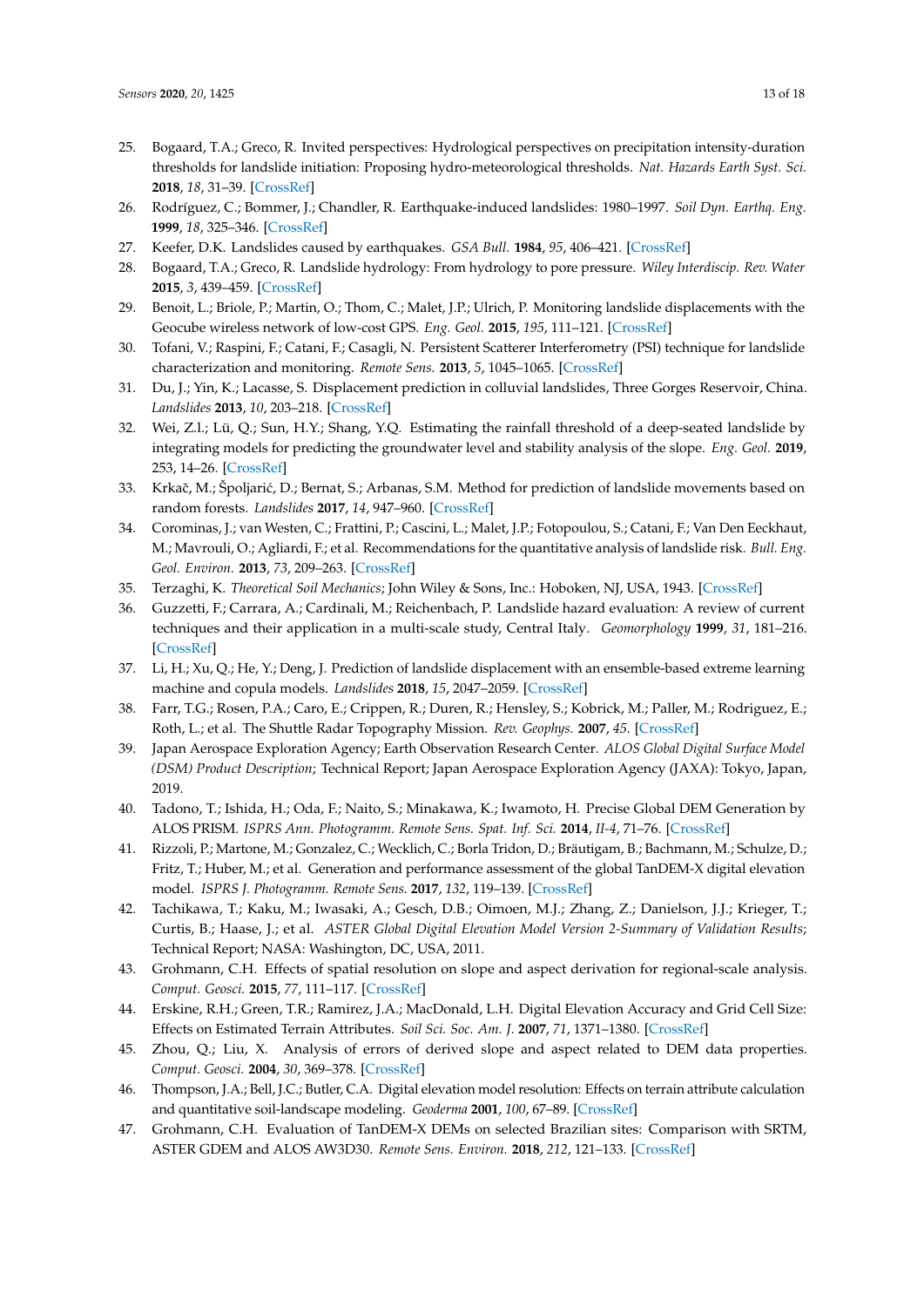25. Bogaard, T.A.; Greco, R. Invited perspectives: Hydrological perspectives on precipitation intensity-duration thresholds for landslide initiation: Proposing hydro-meteorological thresholds. *Nat. Hazards Earth Syst. Sci.* **2018**, *18*, 31–39. [CrossRef]
26. Rodríguez, C.; Bommer, J.; Chandler, R. Earthquake-induced landslides: 1980–1997. *Soil Dyn. Earthq. Eng.* **1999**, *18*, 325–346. [CrossRef]
27. Keefer, D.K. Landslides caused by earthquakes. *GSA Bull.* **1984**, *95*, 406–421. [CrossRef]
28. Bogaard, T.A.; Greco, R. Landslide hydrology: From hydrology to pore pressure. *Wiley Interdiscip. Rev. Water* **2015**, *3*, 439–459. [CrossRef]
29. Benoit, L.; Briole, P.; Martin, O.; Thom, C.; Malet, J.P.; Ulrich, P. Monitoring landslide displacements with the Geocube wireless network of low-cost GPS. *Eng. Geol.* **2015**, *195*, 111–121. [CrossRef]
30. Tofani, V.; Raspini, F.; Catani, F.; Casagli, N. Persistent Scatterer Interferometry (PSI) technique for landslide characterization and monitoring. *Remote Sens.* **2013**, *5*, 1045–1065. [CrossRef]
31. Du, J.; Yin, K.; Lacasse, S. Displacement prediction in colluvial landslides, Three Gorges Reservoir, China. *Landslides* **2013**, *10*, 203–218. [CrossRef]
32. Wei, Z.l.; Lü, Q.; Sun, H.Y.; Shang, Y.Q. Estimating the rainfall threshold of a deep-seated landslide by integrating models for predicting the groundwater level and stability analysis of the slope. *Eng. Geol.* **2019**, 253, 14–26. [CrossRef]
33. Krkač, M.; Špoljarić, D.; Bernat, S.; Arbanas, S.M. Method for prediction of landslide movements based on random forests. *Landslides* **2017**, *14*, 947–960. [CrossRef]
34. Corominas, J.; van Westen, C.; Frattini, P.; Cascini, L.; Malet, J.P.; Fotopoulou, S.; Catani, F.; Van Den Eeckhaut, M.; Mavrouli, O.; Agliardi, F.; et al. Recommendations for the quantitative analysis of landslide risk. *Bull. Eng. Geol. Environ.* **2013**, *73*, 209–263. [CrossRef]
35. Terzaghi, K. *Theoretical Soil Mechanics*; John Wiley & Sons, Inc.: Hoboken, NJ, USA, 1943. [CrossRef]
36. Guzzetti, F.; Carrara, A.; Cardinali, M.; Reichenbach, P. Landslide hazard evaluation: A review of current techniques and their application in a multi-scale study, Central Italy. *Geomorphology* **1999**, *31*, 181–216. [CrossRef]
37. Li, H.; Xu, Q.; He, Y.; Deng, J. Prediction of landslide displacement with an ensemble-based extreme learning machine and copula models. *Landslides* **2018**, *15*, 2047–2059. [CrossRef]
38. Farr, T.G.; Rosen, P.A.; Caro, E.; Crippen, R.; Duren, R.; Hensley, S.; Kobrick, M.; Paller, M.; Rodriguez, E.; Roth, L.; et al. The Shuttle Radar Topography Mission. *Rev. Geophys.* **2007**, *45*. [CrossRef]
39. Japan Aerospace Exploration Agency; Earth Observation Research Center. *ALOS Global Digital Surface Model (DSM) Product Description*; Technical Report; Japan Aerospace Exploration Agency (JAXA): Tokyo, Japan, 2019.
40. Tadono, T.; Ishida, H.; Oda, F.; Naito, S.; Minakawa, K.; Iwamoto, H. Precise Global DEM Generation by ALOS PRISM. *ISPRS Ann. Photogramm. Remote Sens. Spat. Inf. Sci.* **2014**, *II-4*, 71–76. [CrossRef]
41. Rizzoli, P.; Martone, M.; Gonzalez, C.; Wecklich, C.; Borla Tridon, D.; Bräutigam, B.; Bachmann, M.; Schulze, D.; Fritz, T.; Huber, M.; et al. Generation and performance assessment of the global TanDEM-X digital elevation model. *ISPRS J. Photogramm. Remote Sens.* **2017**, *132*, 119–139. [CrossRef]
42. Tachikawa, T.; Kaku, M.; Iwasaki, A.; Gesch, D.B.; Oimoen, M.J.; Zhang, Z.; Danielson, J.J.; Krieger, T.; Curtis, B.; Haase, J.; et al. *ASTER Global Digital Elevation Model Version 2-Summary of Validation Results*; Technical Report; NASA: Washington, DC, USA, 2011.
43. Grohmann, C.H. Effects of spatial resolution on slope and aspect derivation for regional-scale analysis. *Comput. Geosci.* **2015**, *77*, 111–117. [CrossRef]
44. Erskine, R.H.; Green, T.R.; Ramirez, J.A.; MacDonald, L.H. Digital Elevation Accuracy and Grid Cell Size: Effects on Estimated Terrain Attributes. *Soil Sci. Soc. Am. J.* **2007**, *71*, 1371–1380. [CrossRef]
45. Zhou, Q.; Liu, X. Analysis of errors of derived slope and aspect related to DEM data properties. *Comput. Geosci.* **2004**, *30*, 369–378. [CrossRef]
46. Thompson, J.A.; Bell, J.C.; Butler, C.A. Digital elevation model resolution: Effects on terrain attribute calculation and quantitative soil-landscape modeling. *Geoderma* **2001**, *100*, 67–89. [CrossRef]
47. Grohmann, C.H. Evaluation of TanDEM-X DEMs on selected Brazilian sites: Comparison with SRTM, ASTER GDEM and ALOS AW3D30. *Remote Sens. Environ.* **2018**, *212*, 121–133. [CrossRef]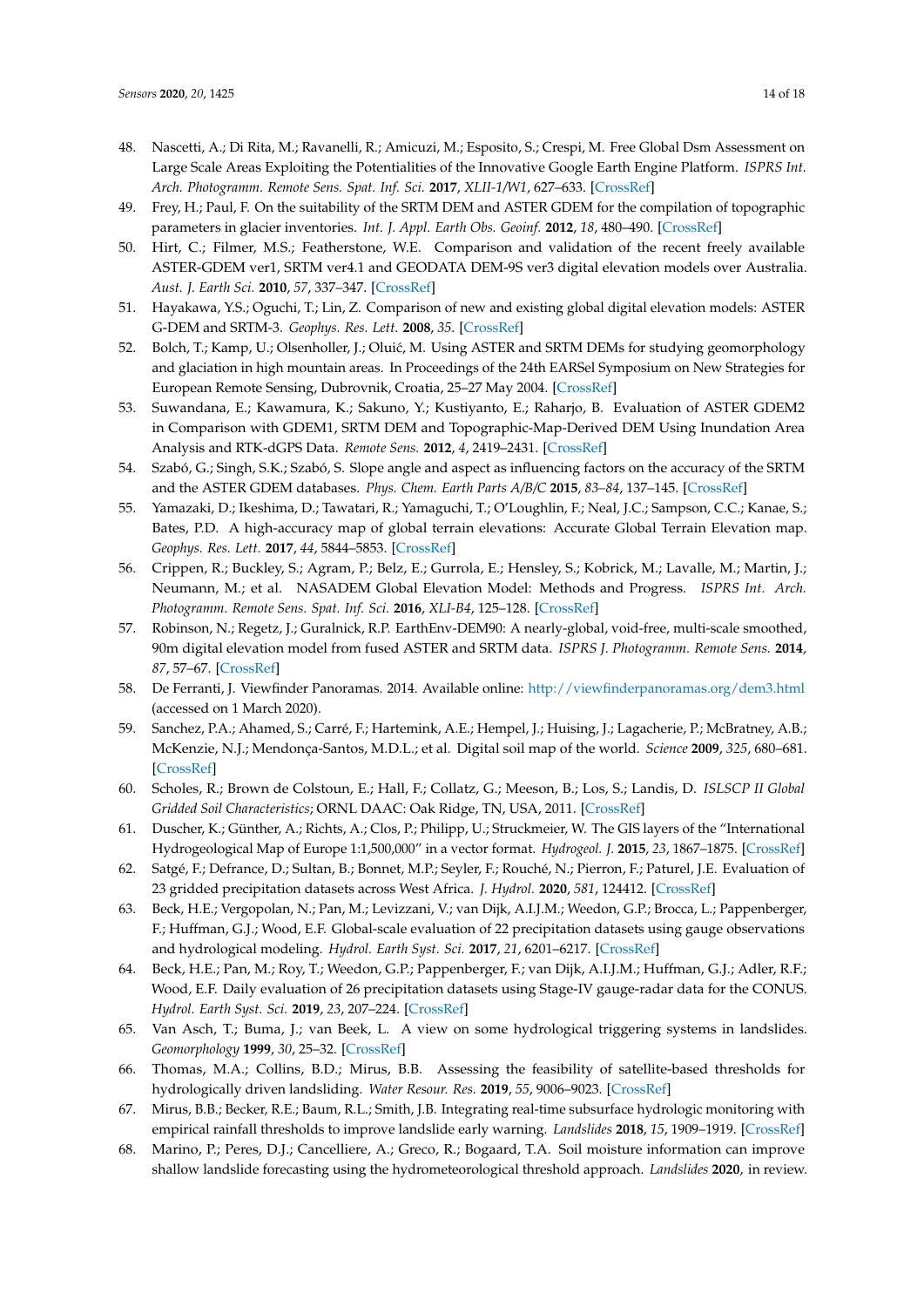48. Nascetti, A.; Di Rita, M.; Ravanelli, R.; Amicuzi, M.; Esposito, S.; Crespi, M. Free Global Dsm Assessment on Large Scale Areas Exploiting the Potentialities of the Innovative Google Earth Engine Platform. *ISPRS Int. Arch. Photogramm. Remote Sens. Spat. Inf. Sci.* **2017**, *XLII-1/W1*, 627–633. [CrossRef]
49. Frey, H.; Paul, F. On the suitability of the SRTM DEM and ASTER GDEM for the compilation of topographic parameters in glacier inventories. *Int. J. Appl. Earth Obs. Geoinf.* **2012**, *18*, 480–490. [CrossRef]
50. Hirt, C.; Filmer, M.S.; Featherstone, W.E. Comparison and validation of the recent freely available ASTER-GDEM ver1, SRTM ver4.1 and GEODATA DEM-9S ver3 digital elevation models over Australia. *Aust. J. Earth Sci.* **2010**, *57*, 337–347. [CrossRef]
51. Hayakawa, Y.S.; Oguchi, T.; Lin, Z. Comparison of new and existing global digital elevation models: ASTER G-DEM and SRTM-3. *Geophys. Res. Lett.* **2008**, *35*. [CrossRef]
52. Bolch, T.; Kamp, U.; Olsenholler, J.; Olunić, M. Using ASTER and SRTM DEMs for studying geomorphology and glaciation in high mountain areas. In Proceedings of the 24th EARSel Symposium on New Strategies for European Remote Sensing, Dubrovnik, Croatia, 25–27 May 2004. [CrossRef]
53. Suwandana, E.; Kawamura, K.; Sakuno, Y.; Kustiyanto, E.; Raharjo, B. Evaluation of ASTER GDEM2 in Comparison with GDEM1, SRTM DEM and Topographic-Map-Derived DEM Using Inundation Area Analysis and RTK-dGPS Data. *Remote Sens.* **2012**, *4*, 2419–2431. [CrossRef]
54. Szabó, G.; Singh, S.K.; Szabó, S. Slope angle and aspect as influencing factors on the accuracy of the SRTM and the ASTER GDEM databases. *Phys. Chem. Earth Parts A/B/C* **2015**, *83–84*, 137–145. [CrossRef]
55. Yamazaki, D.; Ikeshima, D.; Tawatari, R.; Yamaguchi, T.; O'Loughlin, F.; Neal, J.C.; Sampson, C.C.; Kanae, S.; Bates, P.D. A high-accuracy map of global terrain elevations: Accurate Global Terrain Elevation map. *Geophys. Res. Lett.* **2017**, *44*, 5844–5853. [CrossRef]
56. Crippen, R.; Buckley, S.; Agram, P.; Belz, E.; Gurrola, E.; Hensley, S.; Kobrick, M.; Lavalle, M.; Martin, J.; Neumann, M.; et al. NASADEM Global Elevation Model: Methods and Progress. *ISPRS Int. Arch. Photogramm. Remote Sens. Spat. Inf. Sci.* **2016**, *XLI-B4*, 125–128. [CrossRef]
57. Robinson, N.; Regetz, J.; Guralnick, R.P. EarthEnv-DEM90: A nearly-global, void-free, multi-scale smoothed, 90m digital elevation model from fused ASTER and SRTM data. *ISPRS J. Photogramm. Remote Sens.* **2014**, *87*, 57–67. [CrossRef]
58. De Ferranti, J. Viewfinder Panoramas. 2014. Available online: http://viewfinderpanoramas.org/dem3.html (accessed on 1 March 2020).
59. Sanchez, P.A.; Ahamed, S.; Carré, F.; Hartemink, A.E.; Hempel, J.; Huising, J.; Lagacherie, P.; McBratney, A.B.; McKenzie, N.J.; Mendonça-Santos, M.D.L.; et al. Digital soil map of the world. *Science* **2009**, *325*, 680–681. [CrossRef]
60. Scholes, R.; Brown de Colstoun, E.; Hall, F.; Collatz, G.; Meeson, B.; Los, S.; Landis, D. *ISLSCP II Global Gridded Soil Characteristics*; ORNL DAAC: Oak Ridge, TN, USA, 2011. [CrossRef]
61. Duscher, K.; Günther, A.; Richts, A.; Clos, P.; Philipp, U.; Struckmeier, W. The GIS layers of the "International Hydrogeological Map of Europe 1:1,500,000" in a vector format. *Hydrogeol. J.* **2015**, *23*, 1867–1875. [CrossRef]
62. Satgé, F.; Defrance, D.; Sultan, B.; Bonnet, M.P.; Seyler, F.; Rouché, N.; Pierron, F.; Paturel, J.E. Evaluation of 23 gridded precipitation datasets across West Africa. *J. Hydrol.* **2020**, *581*, 124412. [CrossRef]
63. Beck, H.E.; Vergopolan, N.; Pan, M.; Levizzani, V.; van Dijk, A.I.J.M.; Weedon, G.P.; Brocca, L.; Pappenberger, F.; Huffman, G.J.; Wood, E.F. Global-scale evaluation of 22 precipitation datasets using gauge observations and hydrological modeling. *Hydrol. Earth Syst. Sci.* **2017**, *21*, 6201–6217. [CrossRef]
64. Beck, H.E.; Pan, M.; Roy, T.; Weedon, G.P.; Pappenberger, F.; van Dijk, A.I.J.M.; Huffman, G.J.; Adler, R.F.; Wood, E.F. Daily evaluation of 26 precipitation datasets using Stage-IV gauge-radar data for the CONUS. *Hydrol. Earth Syst. Sci.* **2019**, *23*, 207–224. [CrossRef]
65. Van Asch, T.; Buma, J.; van Beek, L. A view on some hydrological triggering systems in landslides. *Geomorphology* **1999**, *30*, 25–32. [CrossRef]
66. Thomas, M.A.; Collins, B.D.; Mirus, B.B. Assessing the feasibility of satellite-based thresholds for hydrologically driven landsliding. *Water Resour. Res.* **2019**, *55*, 9006–9023. [CrossRef]
67. Mirus, B.B.; Becker, R.E.; Baum, R.L.; Smith, J.B. Integrating real-time subsurface hydrologic monitoring with empirical rainfall thresholds to improve landslide early warning. *Landslides* **2018**, *15*, 1909–1919. [CrossRef]
68. Marino, P.; Peres, D.J.; Cancelliere, A.; Greco, R.; Bogaard, T.A. Soil moisture information can improve shallow landslide forecasting using the hydrometeorological threshold approach. *Landslides* **2020**, in review.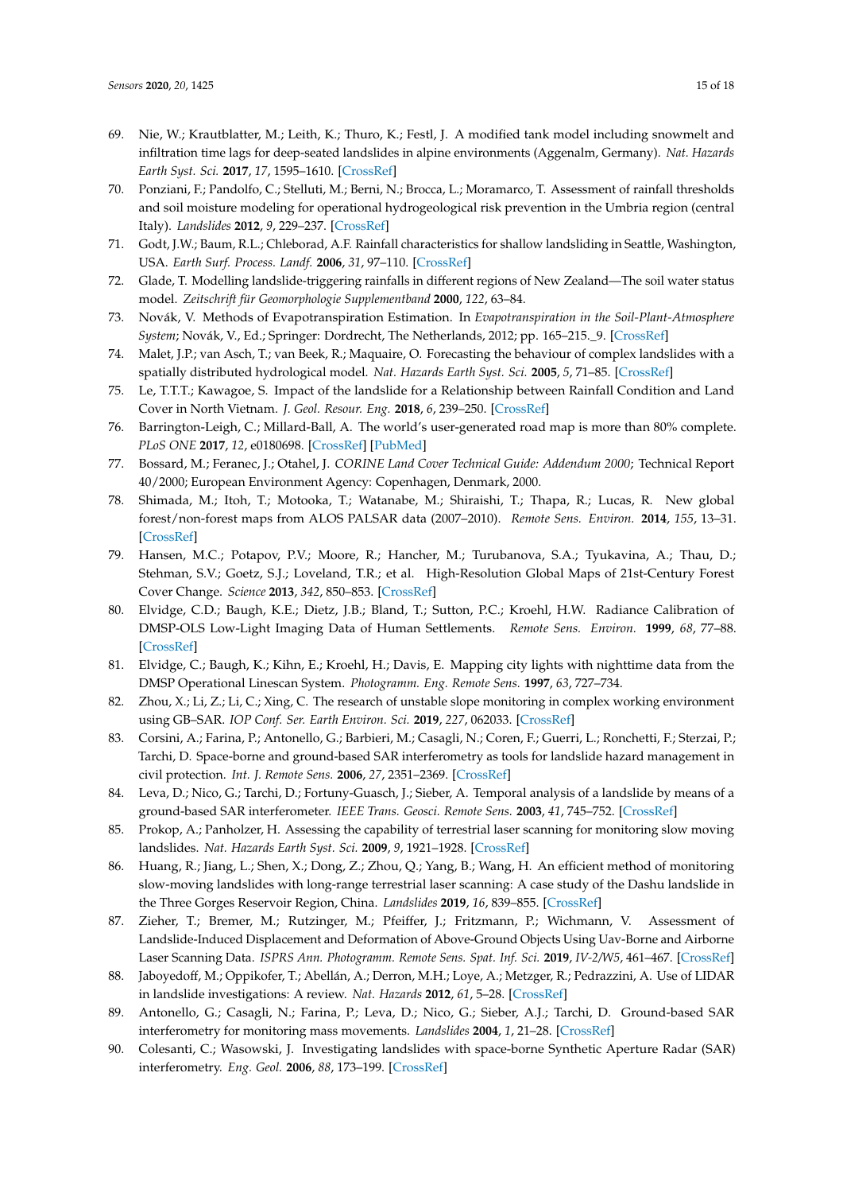69. Nie, W.; Krautblatter, M.; Leith, K.; Thuro, K.; Festl, J. A modified tank model including snowmelt and infiltration time lags for deep-seated landslides in alpine environments (Aggenalm, Germany). *Nat. Hazards Earth Syst. Sci.* **2017**, *17*, 1595–1610. [CrossRef]
70. Ponziani, F.; Pandolfo, C.; Stelluti, M.; Berni, N.; Brocca, L.; Moramarco, T. Assessment of rainfall thresholds and soil moisture modeling for operational hydrogeological risk prevention in the Umbria region (central Italy). *Landslides* **2012**, *9*, 229–237. [CrossRef]
71. Godt, J.W.; Baum, R.L.; Chleborad, A.F. Rainfall characteristics for shallow landsliding in Seattle, Washington, USA. *Earth Surf. Process. Landf.* **2006**, *31*, 97–110. [CrossRef]
72. Glade, T. Modelling landslide-triggering rainfalls in different regions of New Zealand—The soil water status model. *Zeitschrift für Geomorphologie Supplementband* **2000**, *122*, 63–84.
73. Novák, V. Methods of Evapotranspiration Estimation. In *Evapotranspiration in the Soil-Plant-Atmosphere System*; Novák, V., Ed.; Springer: Dordrecht, The Netherlands, 2012; pp. 165–215._9. [CrossRef]
74. Malet, J.P.; van Asch, T.; van Beek, R.; Maquaire, O. Forecasting the behaviour of complex landslides with a spatially distributed hydrological model. *Nat. Hazards Earth Syst. Sci.* **2005**, *5*, 71–85. [CrossRef]
75. Le, T.T.T.; Kawagoe, S. Impact of the landslide for a Relationship between Rainfall Condition and Land Cover in North Vietnam. *J. Geol. Resour. Eng.* **2018**, *6*, 239–250. [CrossRef]
76. Barrington-Leigh, C.; Millard-Ball, A. The world's user-generated road map is more than 80% complete. *PLoS ONE* **2017**, *12*, e0180698. [CrossRef] [PubMed]
77. Bossard, M.; Feranec, J.; Otahel, J. *CORINE Land Cover Technical Guide: Addendum 2000*; Technical Report 40/2000; European Environment Agency: Copenhagen, Denmark, 2000.
78. Shimada, M.; Itoh, T.; Motooka, T.; Watanabe, M.; Shiraishi, T.; Thapa, R.; Lucas, R. New global forest/non-forest maps from ALOS PALSAR data (2007–2010). *Remote Sens. Environ.* **2014**, *155*, 13–31. [CrossRef]
79. Hansen, M.C.; Potapov, P.V.; Moore, R.; Hancher, M.; Turubanova, S.A.; Tyukavina, A.; Thau, D.; Stehman, S.V.; Goetz, S.J.; Loveland, T.R.; et al. High-Resolution Global Maps of 21st-Century Forest Cover Change. *Science* **2013**, *342*, 850–853. [CrossRef]
80. Elvidge, C.D.; Baugh, K.E.; Dietz, J.B.; Bland, T.; Sutton, P.C.; Kroehl, H.W. Radiance Calibration of DMSP-OLS Low-Light Imaging Data of Human Settlements. *Remote Sens. Environ.* **1999**, *68*, 77–88. [CrossRef]
81. Elvidge, C.; Baugh, K.; Kihn, E.; Kroehl, H.; Davis, E. Mapping city lights with nighttime data from the DMSP Operational Linescan System. *Photogramm. Eng. Remote Sens.* **1997**, *63*, 727–734.
82. Zhou, X.; Li, Z.; Li, C.; Xing, C. The research of unstable slope monitoring in complex working environment using GB–SAR. *IOP Conf. Ser. Earth Environ. Sci.* **2019**, *227*, 062033. [CrossRef]
83. Corsini, A.; Farina, P.; Antonello, G.; Barbieri, M.; Casagli, N.; Coren, F.; Guerri, L.; Ronchetti, F.; Sterzai, P.; Tarchi, D. Space-borne and ground-based SAR interferometry as tools for landslide hazard management in civil protection. *Int. J. Remote Sens.* **2006**, *27*, 2351–2369. [CrossRef]
84. Leva, D.; Nico, G.; Tarchi, D.; Fortuny-Guasch, J.; Sieber, A. Temporal analysis of a landslide by means of a ground-based SAR interferometer. *IEEE Trans. Geosci. Remote Sens.* **2003**, *41*, 745–752. [CrossRef]
85. Prokop, A.; Panholzer, H. Assessing the capability of terrestrial laser scanning for monitoring slow moving landslides. *Nat. Hazards Earth Syst. Sci.* **2009**, *9*, 1921–1928. [CrossRef]
86. Huang, R.; Jiang, L.; Shen, X.; Dong, Z.; Zhou, Q.; Yang, B.; Wang, H. An efficient method of monitoring slow-moving landslides with long-range terrestrial laser scanning: A case study of the Dashu landslide in the Three Gorges Reservoir Region, China. *Landslides* **2019**, *16*, 839–855. [CrossRef]
87. Zieher, T.; Bremer, M.; Rutzinger, M.; Pfeiffer, J.; Fritzmann, P.; Wichmann, V. Assessment of Landslide-Induced Displacement and Deformation of Above-Ground Objects Using Uav-Borne and Airborne Laser Scanning Data. *ISPRS Ann. Photogramm. Remote Sens. Spat. Inf. Sci.* **2019**, *IV-2/W5*, 461–467. [CrossRef]
88. Jaboyedoff, M.; Oppikofer, T.; Abellán, A.; Derron, M.H.; Loye, A.; Metzger, R.; Pedrazzini, A. Use of LIDAR in landslide investigations: A review. *Nat. Hazards* **2012**, *61*, 5–28. [CrossRef]
89. Antonello, G.; Casagli, N.; Farina, P.; Leva, D.; Nico, G.; Sieber, A.J.; Tarchi, D. Ground-based SAR interferometry for monitoring mass movements. *Landslides* **2004**, *1*, 21–28. [CrossRef]
90. Colesanti, C.; Wasowski, J. Investigating landslides with space-borne Synthetic Aperture Radar (SAR) interferometry. *Eng. Geol.* **2006**, *88*, 173–199. [CrossRef]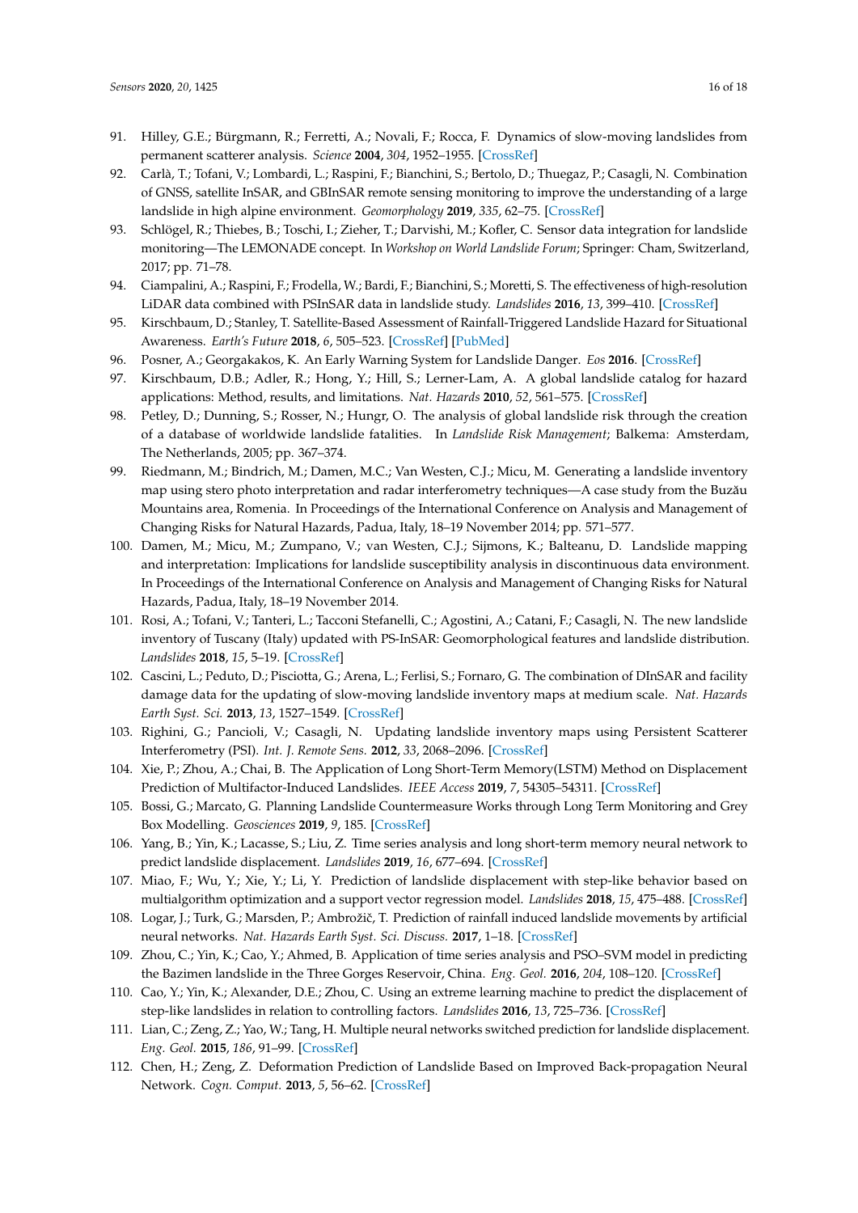91. Hilley, G.E.; Bürgmann, R.; Ferretti, A.; Novali, F.; Rocca, F. Dynamics of slow-moving landslides from permanent scatterer analysis. *Science* **2004**, *304*, 1952–1955. [CrossRef]
92. Carlà, T.; Tofani, V.; Lombardi, L.; Raspini, F.; Bianchini, S.; Bertolo, D.; Thuegaz, P.; Casagli, N. Combination of GNSS, satellite InSAR, and GBInSAR remote sensing monitoring to improve the understanding of a large landslide in high alpine environment. *Geomorphology* **2019**, *335*, 62–75. [CrossRef]
93. Schlögel, R.; Thiebes, B.; Toschi, I.; Zieher, T.; Darvishi, M.; Kofler, C. Sensor data integration for landslide monitoring—The LEMONADE concept. In *Workshop on World Landslide Forum*; Springer: Cham, Switzerland, 2017; pp. 71–78.
94. Ciampalini, A.; Raspini, F.; Frodella, W.; Bardi, F.; Bianchini, S.; Moretti, S. The effectiveness of high-resolution LiDAR data combined with PSInSAR data in landslide study. *Landslides* **2016**, *13*, 399–410. [CrossRef]
95. Kirschbaum, D.; Stanley, T. Satellite-Based Assessment of Rainfall-Triggered Landslide Hazard for Situational Awareness. *Earth's Future* **2018**, *6*, 505–523. [CrossRef] [PubMed]
96. Posner, A.; Georgakakos, K. An Early Warning System for Landslide Danger. *Eos* **2016**. [CrossRef]
97. Kirschbaum, D.B.; Adler, R.; Hong, Y.; Hill, S.; Lerner-Lam, A. A global landslide catalog for hazard applications: Method, results, and limitations. *Nat. Hazards* **2010**, *52*, 561–575. [CrossRef]
98. Petley, D.; Dunning, S.; Rosser, N.; Hungr, O. The analysis of global landslide risk through the creation of a database of worldwide landslide fatalities. In *Landslide Risk Management*; Balkema: Amsterdam, The Netherlands, 2005; pp. 367–374.
99. Riedmann, M.; Bindrich, M.; Damen, M.C.; Van Westen, C.J.; Micu, M. Generating a landslide inventory map using stero photo interpretation and radar interferometry techniques—A case study from the Buzău Mountains area, Romenia. In Proceedings of the International Conference on Analysis and Management of Changing Risks for Natural Hazards, Padua, Italy, 18–19 November 2014; pp. 571–577.
100. Damen, M.; Micu, M.; Zumpano, V.; van Westen, C.J.; Sijmons, K.; Balteanu, D. Landslide mapping and interpretation: Implications for landslide susceptibility analysis in discontinuous data environment. In Proceedings of the International Conference on Analysis and Management of Changing Risks for Natural Hazards, Padua, Italy, 18–19 November 2014.
101. Rosi, A.; Tofani, V.; Tanteri, L.; Tacconi Stefanelli, C.; Agostini, A.; Catani, F.; Casagli, N. The new landslide inventory of Tuscany (Italy) updated with PS-InSAR: Geomorphological features and landslide distribution. *Landslides* **2018**, *15*, 5–19. [CrossRef]
102. Cascini, L.; Peduto, D.; Pisciotta, G.; Arena, L.; Ferlisi, S.; Fornaro, G. The combination of DInSAR and facility damage data for the updating of slow-moving landslide inventory maps at medium scale. *Nat. Hazards Earth Syst. Sci.* **2013**, *13*, 1527–1549. [CrossRef]
103. Righini, G.; Pancioli, V.; Casagli, N. Updating landslide inventory maps using Persistent Scatterer Interferometry (PSI). *Int. J. Remote Sens.* **2012**, *33*, 2068–2096. [CrossRef]
104. Xie, P.; Zhou, A.; Chai, B. The Application of Long Short-Term Memory(LSTM) Method on Displacement Prediction of Multifactor-Induced Landslides. *IEEE Access* **2019**, *7*, 54305–54311. [CrossRef]
105. Bossi, G.; Marcato, G. Planning Landslide Countermeasure Works through Long Term Monitoring and Grey Box Modelling. *Geosciences* **2019**, *9*, 185. [CrossRef]
106. Yang, B.; Yin, K.; Lacasse, S.; Liu, Z. Time series analysis and long short-term memory neural network to predict landslide displacement. *Landslides* **2019**, *16*, 677–694. [CrossRef]
107. Miao, F.; Wu, Y.; Xie, Y.; Li, Y. Prediction of landslide displacement with step-like behavior based on multialgorithm optimization and a support vector regression model. *Landslides* **2018**, *15*, 475–488. [CrossRef]
108. Logar, J.; Turk, G.; Marsden, P.; Ambrožič, T. Prediction of rainfall induced landslide movements by artificial neural networks. *Nat. Hazards Earth Syst. Sci. Discuss.* **2017**, 1–18. [CrossRef]
109. Zhou, C.; Yin, K.; Cao, Y.; Ahmed, B. Application of time series analysis and PSO–SVM model in predicting the Bazimen landslide in the Three Gorges Reservoir, China. *Eng. Geol.* **2016**, *204*, 108–120. [CrossRef]
110. Cao, Y.; Yin, K.; Alexander, D.E.; Zhou, C. Using an extreme learning machine to predict the displacement of step-like landslides in relation to controlling factors. *Landslides* **2016**, *13*, 725–736. [CrossRef]
111. Lian, C.; Zeng, Z.; Yao, W.; Tang, H. Multiple neural networks switched prediction for landslide displacement. *Eng. Geol.* **2015**, *186*, 91–99. [CrossRef]
112. Chen, H.; Zeng, Z. Deformation Prediction of Landslide Based on Improved Back-propagation Neural Network. *Cogn. Comput.* **2013**, *5*, 56–62. [CrossRef]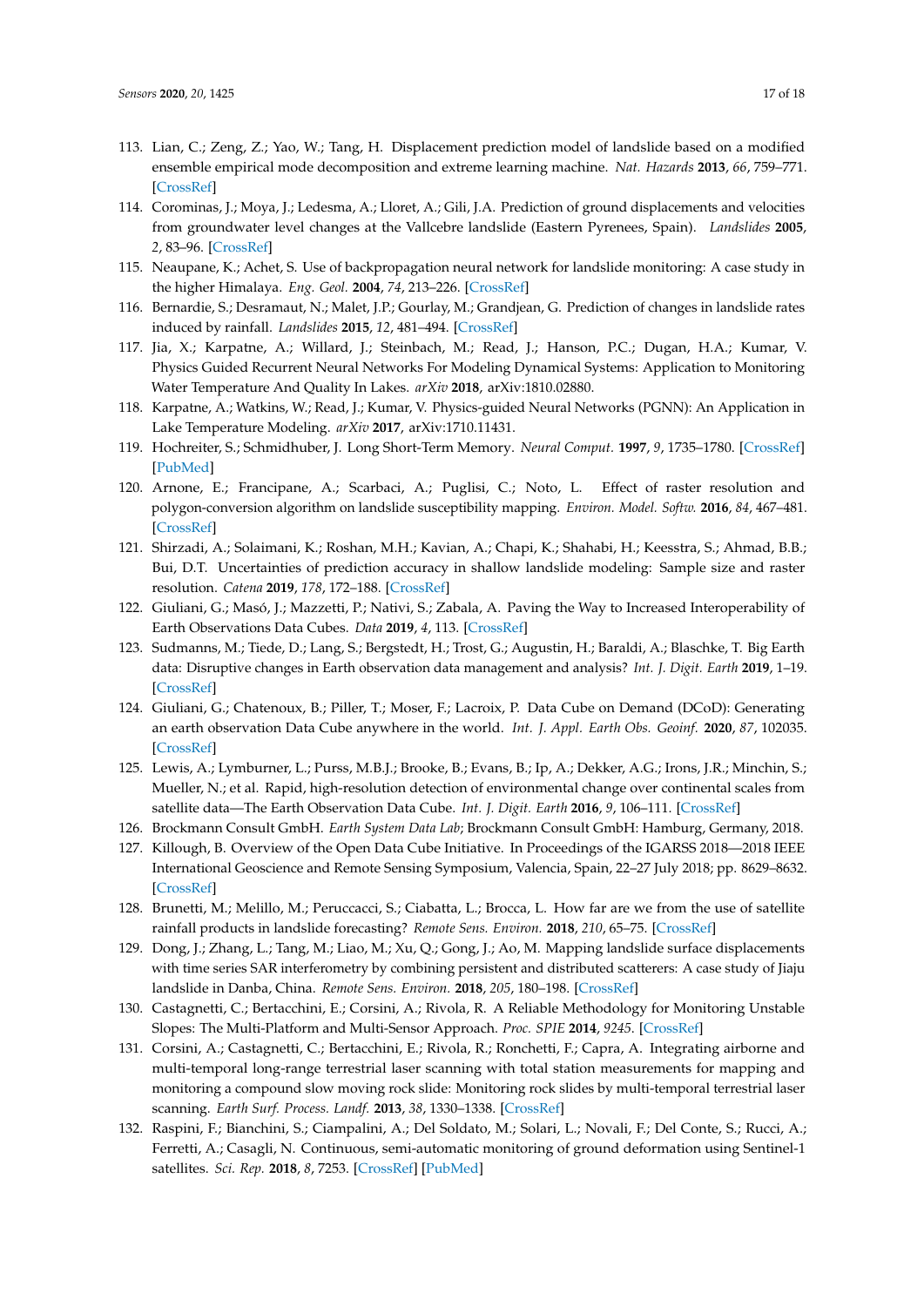113. Lian, C.; Zeng, Z.; Yao, W.; Tang, H. Displacement prediction model of landslide based on a modified ensemble empirical mode decomposition and extreme learning machine. *Nat. Hazards* **2013**, *66*, 759–771. [CrossRef]
114. Corominas, J.; Moya, J.; Ledesma, A.; Lloret, A.; Gili, J.A. Prediction of ground displacements and velocities from groundwater level changes at the Vallcebre landslide (Eastern Pyrenees, Spain). *Landslides* **2005**, *2*, 83–96. [CrossRef]
115. Neaupane, K.; Achet, S. Use of backpropagation neural network for landslide monitoring: A case study in the higher Himalaya. *Eng. Geol.* **2004**, *74*, 213–226. [CrossRef]
116. Bernardie, S.; Desramaut, N.; Malet, J.P.; Gourlay, M.; Grandjean, G. Prediction of changes in landslide rates induced by rainfall. *Landslides* **2015**, *12*, 481–494. [CrossRef]
117. Jia, X.; Karpatne, A.; Willard, J.; Steinbach, M.; Read, J.; Hanson, P.C.; Dugan, H.A.; Kumar, V. Physics Guided Recurrent Neural Networks For Modeling Dynamical Systems: Application to Monitoring Water Temperature And Quality In Lakes. *arXiv* **2018**, arXiv:1810.02880.
118. Karpatne, A.; Watkins, W.; Read, J.; Kumar, V. Physics-guided Neural Networks (PGNN): An Application in Lake Temperature Modeling. *arXiv* **2017**, arXiv:1710.11431.
119. Hochreiter, S.; Schmidhuber, J. Long Short-Term Memory. *Neural Comput.* **1997**, *9*, 1735–1780. [CrossRef] [PubMed]
120. Arnone, E.; Francipane, A.; Scarbaci, A.; Puglisi, C.; Noto, L. Effect of raster resolution and polygon-conversion algorithm on landslide susceptibility mapping. *Environ. Model. Softw.* **2016**, *84*, 467–481. [CrossRef]
121. Shirzadi, A.; Solaimani, K.; Roshan, M.H.; Kavian, A.; Chapi, K.; Shahabi, H.; Keesstra, S.; Ahmad, B.B.; Bui, D.T. Uncertainties of prediction accuracy in shallow landslide modeling: Sample size and raster resolution. *Catena* **2019**, *178*, 172–188. [CrossRef]
122. Giuliani, G.; Masó, J.; Mazzetti, P.; Nativi, S.; Zabala, A. Paving the Way to Increased Interoperability of Earth Observations Data Cubes. *Data* **2019**, *4*, 113. [CrossRef]
123. Sudmanns, M.; Tiede, D.; Lang, S.; Bergstedt, H.; Trost, G.; Augustin, H.; Baraldi, A.; Blaschke, T. Big Earth data: Disruptive changes in Earth observation data management and analysis? *Int. J. Digit. Earth* **2019**, 1–19. [CrossRef]
124. Giuliani, G.; Chatenoux, B.; Piller, T.; Moser, F.; Lacroix, P. Data Cube on Demand (DCoD): Generating an earth observation Data Cube anywhere in the world. *Int. J. Appl. Earth Obs. Geoinf.* **2020**, *87*, 102035. [CrossRef]
125. Lewis, A.; Lymburner, L.; Purss, M.B.J.; Brooke, B.; Evans, B.; Ip, A.; Dekker, A.G.; Irons, J.R.; Minchin, S.; Mueller, N.; et al. Rapid, high-resolution detection of environmental change over continental scales from satellite data—The Earth Observation Data Cube. *Int. J. Digit. Earth* **2016**, *9*, 106–111. [CrossRef]
126. Brockmann Consult GmbH. *Earth System Data Lab*; Brockmann Consult GmbH: Hamburg, Germany, 2018.
127. Killough, B. Overview of the Open Data Cube Initiative. In Proceedings of the IGARSS 2018—2018 IEEE International Geoscience and Remote Sensing Symposium, Valencia, Spain, 22–27 July 2018; pp. 8629–8632. [CrossRef]
128. Brunetti, M.; Melillo, M.; Peruccacci, S.; Ciabatta, L.; Brocca, L. How far are we from the use of satellite rainfall products in landslide forecasting? *Remote Sens. Environ.* **2018**, *210*, 65–75. [CrossRef]
129. Dong, J.; Zhang, L.; Tang, M.; Liao, M.; Xu, Q.; Gong, J.; Ao, M. Mapping landslide surface displacements with time series SAR interferometry by combining persistent and distributed scatterers: A case study of Jiaju landslide in Danba, China. *Remote Sens. Environ.* **2018**, *205*, 180–198. [CrossRef]
130. Castagnetti, C.; Bertacchini, E.; Corsini, A.; Rivola, R. A Reliable Methodology for Monitoring Unstable Slopes: The Multi-Platform and Multi-Sensor Approach. *Proc. SPIE* **2014**, *9245*. [CrossRef]
131. Corsini, A.; Castagnetti, C.; Bertacchini, E.; Rivola, R.; Ronchetti, F.; Capra, A. Integrating airborne and multi-temporal long-range terrestrial laser scanning with total station measurements for mapping and monitoring a compound slow moving rock slide: Monitoring rock slides by multi-temporal terrestrial laser scanning. *Earth Surf. Process. Landf.* **2013**, *38*, 1330–1338. [CrossRef]
132. Raspini, F.; Bianchini, S.; Ciampalini, A.; Del Soldato, M.; Solari, L.; Novali, F.; Del Conte, S.; Rucci, A.; Ferretti, A.; Casagli, N. Continuous, semi-automatic monitoring of ground deformation using Sentinel-1 satellites. *Sci. Rep.* **2018**, *8*, 7253. [CrossRef] [PubMed]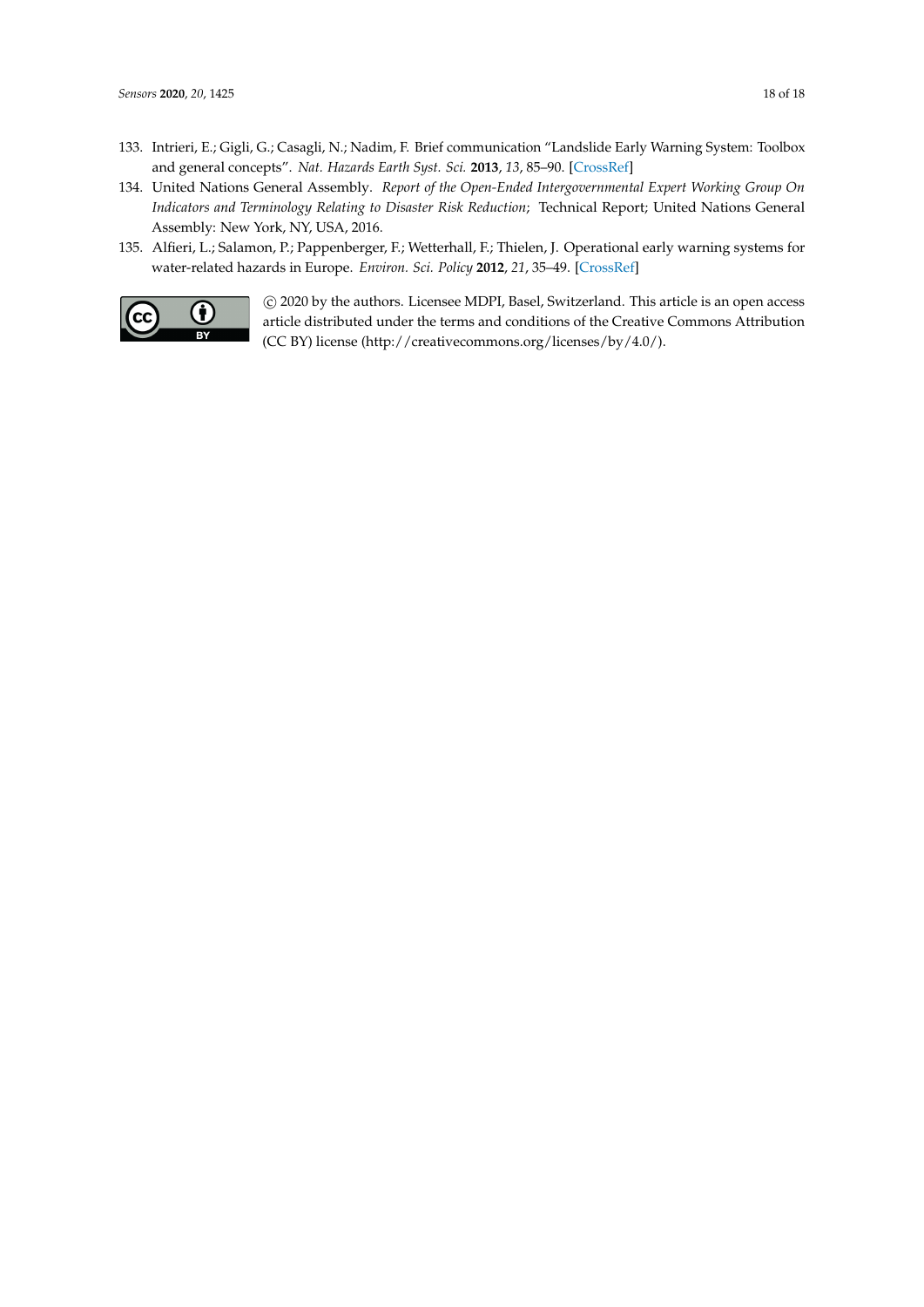133. Intrieri, E.; Gigli, G.; Casagli, N.; Nadim, F. Brief communication "Landslide Early Warning System: Toolbox and general concepts". *Nat. Hazards Earth Syst. Sci.* **2013**, *13*, 85–90. [CrossRef]
134. United Nations General Assembly. *Report of the Open-Ended Intergovernmental Expert Working Group On Indicators and Terminology Relating to Disaster Risk Reduction*; Technical Report; United Nations General Assembly: New York, NY, USA, 2016.
135. Alfieri, L.; Salamon, P.; Pappenberger, F.; Wetterhall, F.; Thielen, J. Operational early warning systems for water-related hazards in Europe. *Environ. Sci. Policy* **2012**, *21*, 35–49. [CrossRef]

© 2020 by the authors. Licensee MDPI, Basel, Switzerland. This article is an open access article distributed under the terms and conditions of the Creative Commons Attribution (CC BY) license (http://creativecommons.org/licenses/by/4.0/).